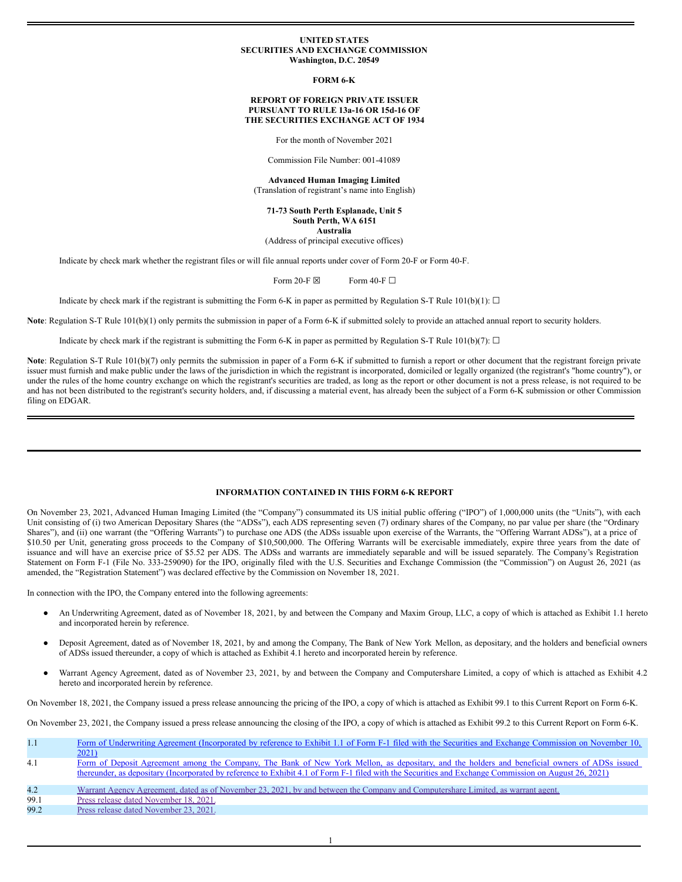**UNITED STATES**
**SECURITIES AND EXCHANGE COMMISSION**
**Washington, D.C. 20549**

**FORM 6-K**

**REPORT OF FOREIGN PRIVATE ISSUER**
**PURSUANT TO RULE 13a-16 OR 15d-16 OF**
**THE SECURITIES EXCHANGE ACT OF 1934**

For the month of November 2021

Commission File Number: 001-41089

**Advanced Human Imaging Limited**
(Translation of registrant's name into English)

**71-73 South Perth Esplanade, Unit 5**
**South Perth, WA 6151**
**Australia**
(Address of principal executive offices)

Indicate by check mark whether the registrant files or will file annual reports under cover of Form 20-F or Form 40-F.

Form 20-F ☒ Form 40-F ☐

Indicate by check mark if the registrant is submitting the Form 6-K in paper as permitted by Regulation S-T Rule 101(b)(1): ☐

**Note**: Regulation S-T Rule 101(b)(1) only permits the submission in paper of a Form 6-K if submitted solely to provide an attached annual report to security holders.

Indicate by check mark if the registrant is submitting the Form 6-K in paper as permitted by Regulation S-T Rule 101(b)(7): ☐

**Note**: Regulation S-T Rule 101(b)(7) only permits the submission in paper of a Form 6-K if submitted to furnish a report or other document that the registrant foreign private issuer must furnish and make public under the laws of the jurisdiction in which the registrant is incorporated, domiciled or legally organized (the registrant's "home country"), or under the rules of the home country exchange on which the registrant's securities are traded, as long as the report or other document is not a press release, is not required to be and has not been distributed to the registrant's security holders, and, if discussing a material event, has already been the subject of a Form 6-K submission or other Commission filing on EDGAR.

**INFORMATION CONTAINED IN THIS FORM 6-K REPORT**

On November 23, 2021, Advanced Human Imaging Limited (the "Company") consummated its US initial public offering ("IPO") of 1,000,000 units (the "Units"), with each Unit consisting of (i) two American Depositary Shares (the "ADSs"), each ADS representing seven (7) ordinary shares of the Company, no par value per share (the "Ordinary Shares"), and (ii) one warrant (the "Offering Warrants") to purchase one ADS (the ADSs issuable upon exercise of the Warrants, the "Offering Warrant ADSs"), at a price of $10.50 per Unit, generating gross proceeds to the Company of $10,500,000. The Offering Warrants will be exercisable immediately, expire three years from the date of issuance and will have an exercise price of $5.52 per ADS. The ADSs and warrants are immediately separable and will be issued separately. The Company's Registration Statement on Form F-1 (File No. 333-259090) for the IPO, originally filed with the U.S. Securities and Exchange Commission (the "Commission") on August 26, 2021 (as amended, the "Registration Statement") was declared effective by the Commission on November 18, 2021.

In connection with the IPO, the Company entered into the following agreements:

- An Underwriting Agreement, dated as of November 18, 2021, by and between the Company and Maxim Group, LLC, a copy of which is attached as Exhibit 1.1 hereto and incorporated herein by reference.
- Deposit Agreement, dated as of November 18, 2021, by and among the Company, The Bank of New York Mellon, as depositary, and the holders and beneficial owners of ADSs issued thereunder, a copy of which is attached as Exhibit 4.1 hereto and incorporated herein by reference.
- Warrant Agency Agreement, dated as of November 23, 2021, by and between the Company and Computershare Limited, a copy of which is attached as Exhibit 4.2 hereto and incorporated herein by reference.

On November 18, 2021, the Company issued a press release announcing the pricing of the IPO, a copy of which is attached as Exhibit 99.1 to this Current Report on Form 6-K.

On November 23, 2021, the Company issued a press release announcing the closing of the IPO, a copy of which is attached as Exhibit 99.2 to this Current Report on Form 6-K.

| | |
|---|---|
| 1.1 | Form of Underwriting Agreement (Incorporated by reference to Exhibit 1.1 of Form F-1 filed with the Securities and Exchange Commission on November 10, 2021) |
| 4.1 | Form of Deposit Agreement among the Company, The Bank of New York Mellon, as depositary, and the holders and beneficial owners of ADSs issued thereunder, as depositary (Incorporated by reference to Exhibit 4.1 of Form F-1 filed with the Securities and Exchange Commission on August 26, 2021) |
| 4.2 | Warrant Agency Agreement, dated as of November 23, 2021, by and between the Company and Computershare Limited, as warrant agent. |
| 99.1 | Press release dated November 18, 2021. |
| 99.2 | Press release dated November 23, 2021. |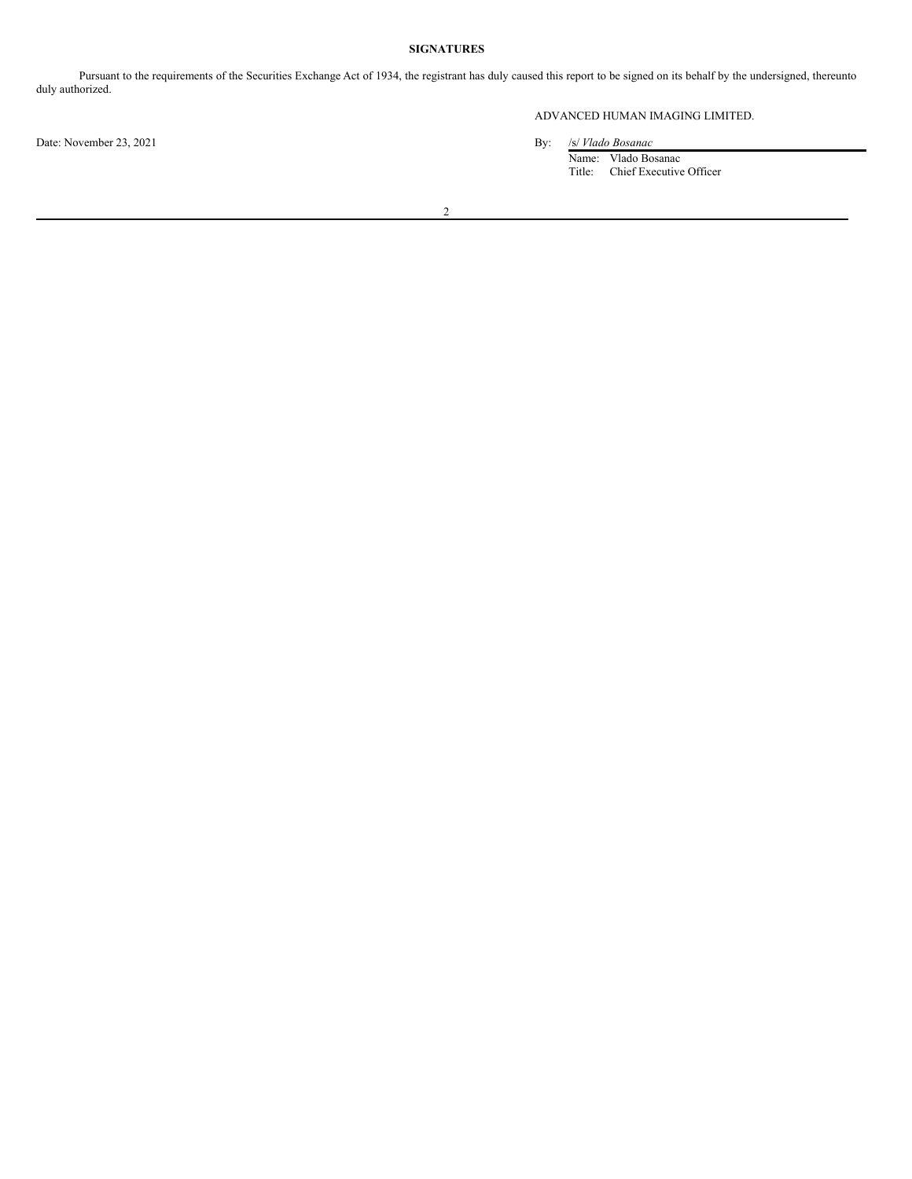**SIGNATURES**

Pursuant to the requirements of the Securities Exchange Act of 1934, the registrant has duly caused this report to be signed on its behalf by the undersigned, thereunto duly authorized.

ADVANCED HUMAN IMAGING LIMITED.

Date: November 23, 2021

By: /s/ *Vlado Bosanac*

Name: Vlado Bosanac

Title: Chief Executive Officer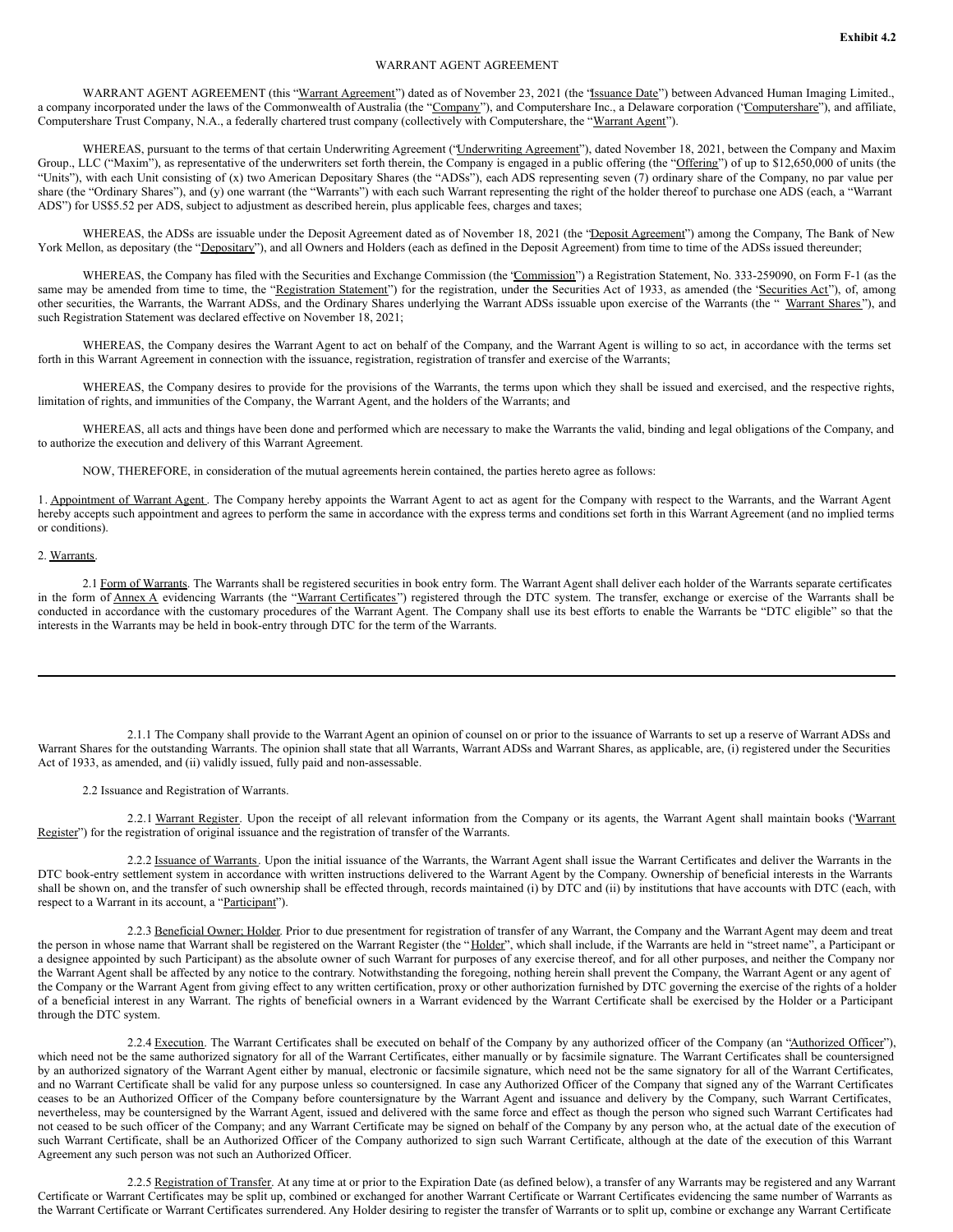**Exhibit 4.2**

WARRANT AGENT AGREEMENT

WARRANT AGENT AGREEMENT (this "Warrant Agreement") dated as of November 23, 2021 (the "Issuance Date") between Advanced Human Imaging Limited., a company incorporated under the laws of the Commonwealth of Australia (the "Company"), and Computershare Inc., a Delaware corporation ("Computershare"), and affiliate, Computershare Trust Company, N.A., a federally chartered trust company (collectively with Computershare, the "Warrant Agent").

WHEREAS, pursuant to the terms of that certain Underwriting Agreement ("Underwriting Agreement"), dated November 18, 2021, between the Company and Maxim Group., LLC ("Maxim"), as representative of the underwriters set forth therein, the Company is engaged in a public offering (the "Offering") of up to $12,650,000 of units (the "Units"), with each Unit consisting of (x) two American Depositary Shares (the "ADSs"), each ADS representing seven (7) ordinary share of the Company, no par value per share (the "Ordinary Shares"), and (y) one warrant (the "Warrants") with each such Warrant representing the right of the holder thereof to purchase one ADS (each, a "Warrant ADS") for US$5.52 per ADS, subject to adjustment as described herein, plus applicable fees, charges and taxes;

WHEREAS, the ADSs are issuable under the Deposit Agreement dated as of November 18, 2021 (the "Deposit Agreement") among the Company, The Bank of New York Mellon, as depositary (the "Depositary"), and all Owners and Holders (each as defined in the Deposit Agreement) from time to time of the ADSs issued thereunder;

WHEREAS, the Company has filed with the Securities and Exchange Commission (the "Commission") a Registration Statement, No. 333-259090, on Form F-1 (as the same may be amended from time to time, the "Registration Statement") for the registration, under the Securities Act of 1933, as amended (the "Securities Act"), of, among other securities, the Warrants, the Warrant ADSs, and the Ordinary Shares underlying the Warrant ADSs issuable upon exercise of the Warrants (the " Warrant Shares"), and such Registration Statement was declared effective on November 18, 2021;

WHEREAS, the Company desires the Warrant Agent to act on behalf of the Company, and the Warrant Agent is willing to so act, in accordance with the terms set forth in this Warrant Agreement in connection with the issuance, registration, registration of transfer and exercise of the Warrants;

WHEREAS, the Company desires to provide for the provisions of the Warrants, the terms upon which they shall be issued and exercised, and the respective rights, limitation of rights, and immunities of the Company, the Warrant Agent, and the holders of the Warrants; and

WHEREAS, all acts and things have been done and performed which are necessary to make the Warrants the valid, binding and legal obligations of the Company, and to authorize the execution and delivery of this Warrant Agreement.

NOW, THEREFORE, in consideration of the mutual agreements herein contained, the parties hereto agree as follows:

1. Appointment of Warrant Agent. The Company hereby appoints the Warrant Agent to act as agent for the Company with respect to the Warrants, and the Warrant Agent hereby accepts such appointment and agrees to perform the same in accordance with the express terms and conditions set forth in this Warrant Agreement (and no implied terms or conditions).

2. Warrants.

2.1 Form of Warrants. The Warrants shall be registered securities in book entry form. The Warrant Agent shall deliver each holder of the Warrants separate certificates in the form of Annex A evidencing Warrants (the "Warrant Certificates") registered through the DTC system. The transfer, exchange or exercise of the Warrants shall be conducted in accordance with the customary procedures of the Warrant Agent. The Company shall use its best efforts to enable the Warrants be "DTC eligible" so that the interests in the Warrants may be held in book-entry through DTC for the term of the Warrants.

---

2.1.1 The Company shall provide to the Warrant Agent an opinion of counsel on or prior to the issuance of Warrants to set up a reserve of Warrant ADSs and Warrant Shares for the outstanding Warrants. The opinion shall state that all Warrants, Warrant ADSs and Warrant Shares, as applicable, are, (i) registered under the Securities Act of 1933, as amended, and (ii) validly issued, fully paid and non-assessable.

2.2 Issuance and Registration of Warrants.

2.2.1 Warrant Register. Upon the receipt of all relevant information from the Company or its agents, the Warrant Agent shall maintain books ("Warrant Register") for the registration of original issuance and the registration of transfer of the Warrants.

2.2.2 Issuance of Warrants. Upon the initial issuance of the Warrants, the Warrant Agent shall issue the Warrant Certificates and deliver the Warrants in the DTC book-entry settlement system in accordance with written instructions delivered to the Warrant Agent by the Company. Ownership of beneficial interests in the Warrants shall be shown on, and the transfer of such ownership shall be effected through, records maintained (i) by DTC and (ii) by institutions that have accounts with DTC (each, with respect to a Warrant in its account, a "Participant").

2.2.3 Beneficial Owner; Holder. Prior to due presentment for registration of transfer of any Warrant, the Company and the Warrant Agent may deem and treat the person in whose name that Warrant shall be registered on the Warrant Register (the "Holder", which shall include, if the Warrants are held in "street name", a Participant or a designee appointed by such Participant) as the absolute owner of such Warrant for purposes of any exercise thereof, and for all other purposes, and neither the Company nor the Warrant Agent shall be affected by any notice to the contrary. Notwithstanding the foregoing, nothing herein shall prevent the Company, the Warrant Agent or any agent of the Company or the Warrant Agent from giving effect to any written certification, proxy or other authorization furnished by DTC governing the exercise of the rights of a holder of a beneficial interest in any Warrant. The rights of beneficial owners in a Warrant evidenced by the Warrant Certificate shall be exercised by the Holder or a Participant through the DTC system.

2.2.4 Execution. The Warrant Certificates shall be executed on behalf of the Company by any authorized officer of the Company (an "Authorized Officer"), which need not be the same authorized signatory for all of the Warrant Certificates, either manually or by facsimile signature. The Warrant Certificates shall be countersigned by an authorized signatory of the Warrant Agent either by manual, electronic or facsimile signature, which need not be the same signatory for all of the Warrant Certificates, and no Warrant Certificate shall be valid for any purpose unless so countersigned. In case any Authorized Officer of the Company that signed any of the Warrant Certificates ceases to be an Authorized Officer of the Company before countersignature by the Warrant Agent and issuance and delivery by the Company, such Warrant Certificates, nevertheless, may be countersigned by the Warrant Agent, issued and delivered with the same force and effect as though the person who signed such Warrant Certificates had not ceased to be such officer of the Company; and any Warrant Certificate may be signed on behalf of the Company by any person who, at the actual date of the execution of such Warrant Certificate, shall be an Authorized Officer of the Company authorized to sign such Warrant Certificate, although at the date of the execution of this Warrant Agreement any such person was not such an Authorized Officer.

2.2.5 Registration of Transfer. At any time at or prior to the Expiration Date (as defined below), a transfer of any Warrants may be registered and any Warrant Certificate or Warrant Certificates may be split up, combined or exchanged for another Warrant Certificate or Warrant Certificates evidencing the same number of Warrants as the Warrant Certificate or Warrant Certificates surrendered. Any Holder desiring to register the transfer of Warrants or to split up, combine or exchange any Warrant Certificate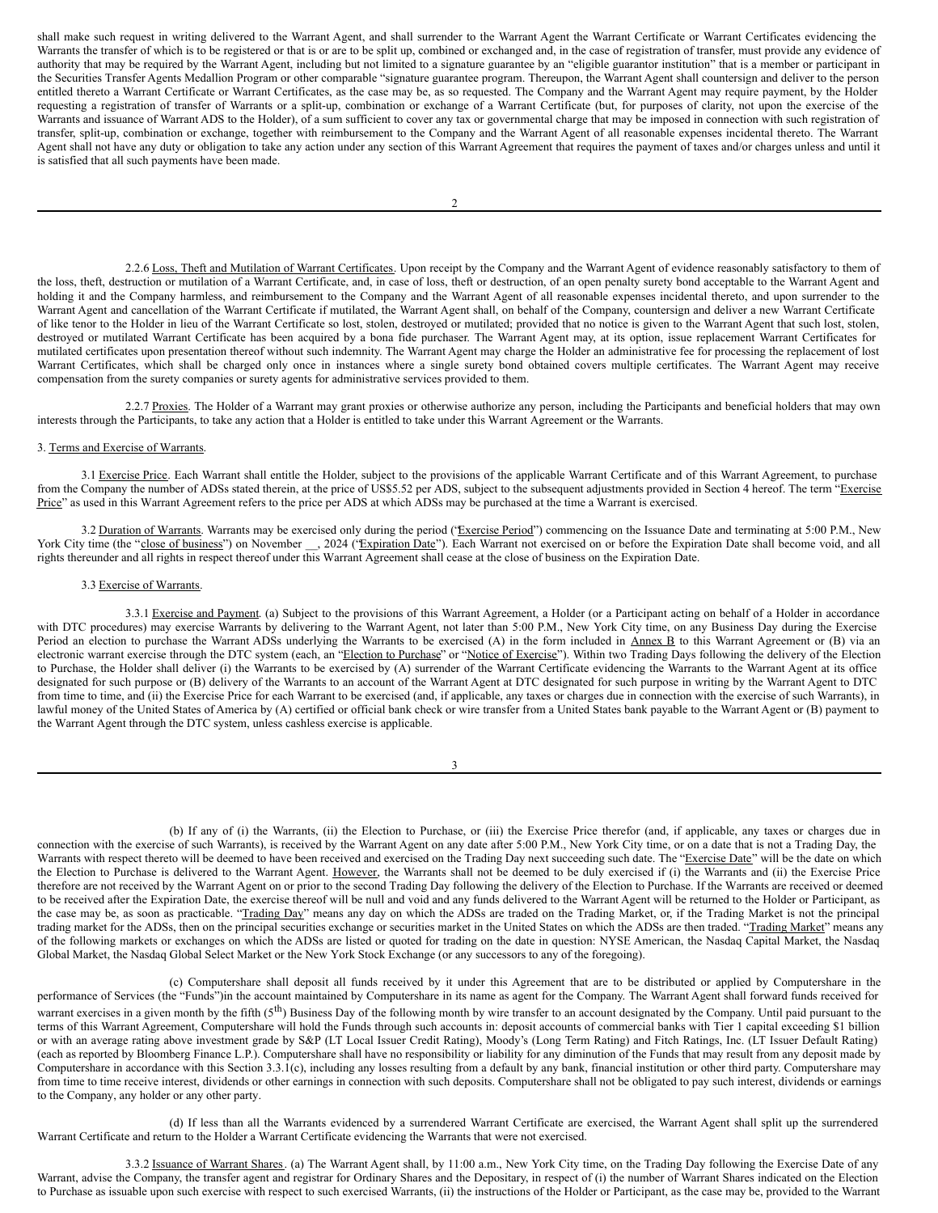shall make such request in writing delivered to the Warrant Agent, and shall surrender to the Warrant Agent the Warrant Certificate or Warrant Certificates evidencing the Warrants the transfer of which is to be registered or that is or are to be split up, combined or exchanged and, in the case of registration of transfer, must provide any evidence of authority that may be required by the Warrant Agent, including but not limited to a signature guarantee by an "eligible guarantor institution" that is a member or participant in the Securities Transfer Agents Medallion Program or other comparable "signature guarantee program. Thereupon, the Warrant Agent shall countersign and deliver to the person entitled thereto a Warrant Certificate or Warrant Certificates, as the case may be, as so requested. The Company and the Warrant Agent may require payment, by the Holder requesting a registration of transfer of Warrants or a split-up, combination or exchange of a Warrant Certificate (but, for purposes of clarity, not upon the exercise of the Warrants and issuance of Warrant ADS to the Holder), of a sum sufficient to cover any tax or governmental charge that may be imposed in connection with such registration of transfer, split-up, combination or exchange, together with reimbursement to the Company and the Warrant Agent of all reasonable expenses incidental thereto. The Warrant Agent shall not have any duty or obligation to take any action under any section of this Warrant Agreement that requires the payment of taxes and/or charges unless and until it is satisfied that all such payments have been made.

2.2.6 Loss, Theft and Mutilation of Warrant Certificates. Upon receipt by the Company and the Warrant Agent of evidence reasonably satisfactory to them of the loss, theft, destruction or mutilation of a Warrant Certificate, and, in case of loss, theft or destruction, of an open penalty surety bond acceptable to the Warrant Agent and holding it and the Company harmless, and reimbursement to the Company and the Warrant Agent of all reasonable expenses incidental thereto, and upon surrender to the Warrant Agent and cancellation of the Warrant Certificate if mutilated, the Warrant Agent shall, on behalf of the Company, countersign and deliver a new Warrant Certificate of like tenor to the Holder in lieu of the Warrant Certificate so lost, stolen, destroyed or mutilated; provided that no notice is given to the Warrant Agent that such lost, stolen, destroyed or mutilated Warrant Certificate has been acquired by a bona fide purchaser. The Warrant Agent may, at its option, issue replacement Warrant Certificates for mutilated certificates upon presentation thereof without such indemnity. The Warrant Agent may charge the Holder an administrative fee for processing the replacement of lost Warrant Certificates, which shall be charged only once in instances where a single surety bond obtained covers multiple certificates. The Warrant Agent may receive compensation from the surety companies or surety agents for administrative services provided to them.

2.2.7 Proxies. The Holder of a Warrant may grant proxies or otherwise authorize any person, including the Participants and beneficial holders that may own interests through the Participants, to take any action that a Holder is entitled to take under this Warrant Agreement or the Warrants.

3. Terms and Exercise of Warrants.

3.1 Exercise Price. Each Warrant shall entitle the Holder, subject to the provisions of the applicable Warrant Certificate and of this Warrant Agreement, to purchase from the Company the number of ADSs stated therein, at the price of US$5.52 per ADS, subject to the subsequent adjustments provided in Section 4 hereof. The term "Exercise Price" as used in this Warrant Agreement refers to the price per ADS at which ADSs may be purchased at the time a Warrant is exercised.

3.2 Duration of Warrants. Warrants may be exercised only during the period ("Exercise Period") commencing on the Issuance Date and terminating at 5:00 P.M., New York City time (the "close of business") on November __, 2024 ("Expiration Date"). Each Warrant not exercised on or before the Expiration Date shall become void, and all rights thereunder and all rights in respect thereof under this Warrant Agreement shall cease at the close of business on the Expiration Date.

3.3 Exercise of Warrants.

3.3.1 Exercise and Payment. (a) Subject to the provisions of this Warrant Agreement, a Holder (or a Participant acting on behalf of a Holder in accordance with DTC procedures) may exercise Warrants by delivering to the Warrant Agent, not later than 5:00 P.M., New York City time, on any Business Day during the Exercise Period an election to purchase the Warrant ADSs underlying the Warrants to be exercised (A) in the form included in Annex B to this Warrant Agreement or (B) via an electronic warrant exercise through the DTC system (each, an "Election to Purchase" or "Notice of Exercise"). Within two Trading Days following the delivery of the Election to Purchase, the Holder shall deliver (i) the Warrants to be exercised by (A) surrender of the Warrant Certificate evidencing the Warrants to the Warrant Agent at its office designated for such purpose or (B) delivery of the Warrants to an account of the Warrant Agent at DTC designated for such purpose in writing by the Warrant Agent to DTC from time to time, and (ii) the Exercise Price for each Warrant to be exercised (and, if applicable, any taxes or charges due in connection with the exercise of such Warrants), in lawful money of the United States of America by (A) certified or official bank check or wire transfer from a United States bank payable to the Warrant Agent or (B) payment to the Warrant Agent through the DTC system, unless cashless exercise is applicable.

(b) If any of (i) the Warrants, (ii) the Election to Purchase, or (iii) the Exercise Price therefor (and, if applicable, any taxes or charges due in connection with the exercise of such Warrants), is received by the Warrant Agent on any date after 5:00 P.M., New York City time, or on a date that is not a Trading Day, the Warrants with respect thereto will be deemed to have been received and exercised on the Trading Day next succeeding such date. The "Exercise Date" will be the date on which the Election to Purchase is delivered to the Warrant Agent. However, the Warrants shall not be deemed to be duly exercised if (i) the Warrants and (ii) the Exercise Price therefore are not received by the Warrant Agent on or prior to the second Trading Day following the delivery of the Election to Purchase. If the Warrants are received or deemed to be received after the Expiration Date, the exercise thereof will be null and void and any funds delivered to the Warrant Agent will be returned to the Holder or Participant, as the case may be, as soon as practicable. "Trading Day" means any day on which the ADSs are traded on the Trading Market, or, if the Trading Market is not the principal trading market for the ADSs, then on the principal securities exchange or securities market in the United States on which the ADSs are then traded. "Trading Market" means any of the following markets or exchanges on which the ADSs are listed or quoted for trading on the date in question: NYSE American, the Nasdaq Capital Market, the Nasdaq Global Market, the Nasdaq Global Select Market or the New York Stock Exchange (or any successors to any of the foregoing).

(c) Computershare shall deposit all funds received by it under this Agreement that are to be distributed or applied by Computershare in the performance of Services (the "Funds")in the account maintained by Computershare in its name as agent for the Company. The Warrant Agent shall forward funds received for warrant exercises in a given month by the fifth (5th) Business Day of the following month by wire transfer to an account designated by the Company. Until paid pursuant to the terms of this Warrant Agreement, Computershare will hold the Funds through such accounts in: deposit accounts of commercial banks with Tier 1 capital exceeding $1 billion or with an average rating above investment grade by S&P (LT Local Issuer Credit Rating), Moody's (Long Term Rating) and Fitch Ratings, Inc. (LT Issuer Default Rating) (each as reported by Bloomberg Finance L.P.). Computershare shall have no responsibility or liability for any diminution of the Funds that may result from any deposit made by Computershare in accordance with this Section 3.3.1(c), including any losses resulting from a default by any bank, financial institution or other third party. Computershare may from time to time receive interest, dividends or other earnings in connection with such deposits. Computershare shall not be obligated to pay such interest, dividends or earnings to the Company, any holder or any other party.

(d) If less than all the Warrants evidenced by a surrendered Warrant Certificate are exercised, the Warrant Agent shall split up the surrendered Warrant Certificate and return to the Holder a Warrant Certificate evidencing the Warrants that were not exercised.

3.3.2 Issuance of Warrant Shares. (a) The Warrant Agent shall, by 11:00 a.m., New York City time, on the Trading Day following the Exercise Date of any Warrant, advise the Company, the transfer agent and registrar for Ordinary Shares and the Depositary, in respect of (i) the number of Warrant Shares indicated on the Election to Purchase as issuable upon such exercise with respect to such exercised Warrants, (ii) the instructions of the Holder or Participant, as the case may be, provided to the Warrant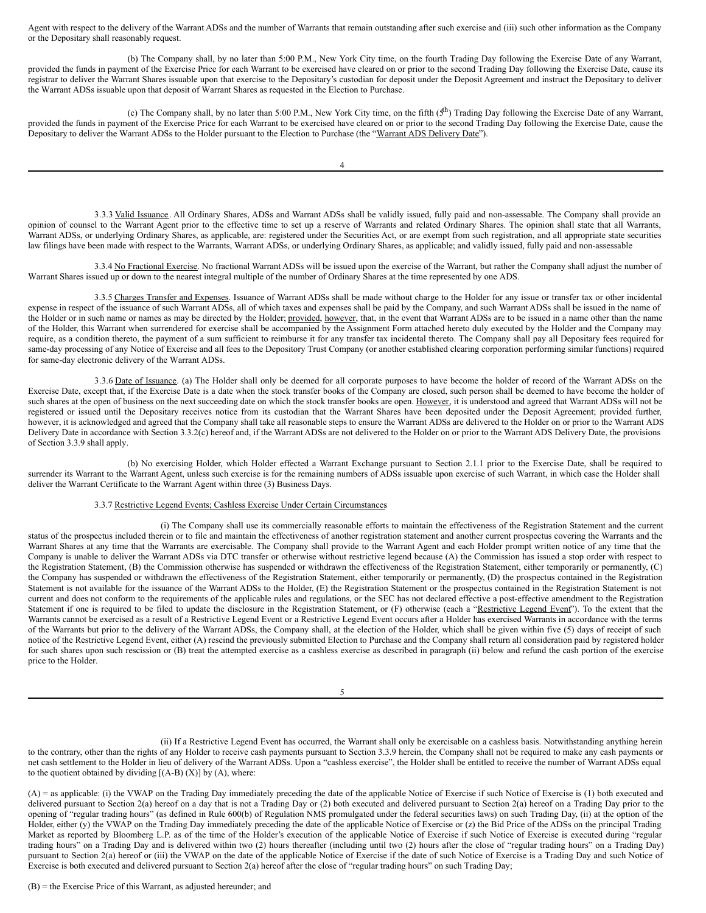Agent with respect to the delivery of the Warrant ADSs and the number of Warrants that remain outstanding after such exercise and (iii) such other information as the Company or the Depositary shall reasonably request.

(b) The Company shall, by no later than 5:00 P.M., New York City time, on the fourth Trading Day following the Exercise Date of any Warrant, provided the funds in payment of the Exercise Price for each Warrant to be exercised have cleared on or prior to the second Trading Day following the Exercise Date, cause its registrar to deliver the Warrant Shares issuable upon that exercise to the Depositary's custodian for deposit under the Deposit Agreement and instruct the Depositary to deliver the Warrant ADSs issuable upon that deposit of Warrant Shares as requested in the Election to Purchase.

(c) The Company shall, by no later than 5:00 P.M., New York City time, on the fifth ($5^{th}$) Trading Day following the Exercise Date of any Warrant, provided the funds in payment of the Exercise Price for each Warrant to be exercised have cleared on or prior to the second Trading Day following the Exercise Date, cause the Depositary to deliver the Warrant ADSs to the Holder pursuant to the Election to Purchase (the "Warrant ADS Delivery Date").

3.3.3 Valid Issuance. All Ordinary Shares, ADSs and Warrant ADSs shall be validly issued, fully paid and non-assessable. The Company shall provide an opinion of counsel to the Warrant Agent prior to the effective time to set up a reserve of Warrants and related Ordinary Shares. The opinion shall state that all Warrants, Warrant ADSs, or underlying Ordinary Shares, as applicable, are: registered under the Securities Act, or are exempt from such registration, and all appropriate state securities law filings have been made with respect to the Warrants, Warrant ADSs, or underlying Ordinary Shares, as applicable; and validly issued, fully paid and non-assessable

3.3.4 No Fractional Exercise. No fractional Warrant ADSs will be issued upon the exercise of the Warrant, but rather the Company shall adjust the number of Warrant Shares issued up or down to the nearest integral multiple of the number of Ordinary Shares at the time represented by one ADS.

3.3.5 Charges Transfer and Expenses. Issuance of Warrant ADSs shall be made without charge to the Holder for any issue or transfer tax or other incidental expense in respect of the issuance of such Warrant ADSs, all of which taxes and expenses shall be paid by the Company, and such Warrant ADSs shall be issued in the name of the Holder or in such name or names as may be directed by the Holder; provided, however, that, in the event that Warrant ADSs are to be issued in a name other than the name of the Holder, this Warrant when surrendered for exercise shall be accompanied by the Assignment Form attached hereto duly executed by the Holder and the Company may require, as a condition thereto, the payment of a sum sufficient to reimburse it for any transfer tax incidental thereto. The Company shall pay all Depositary fees required for same-day processing of any Notice of Exercise and all fees to the Depository Trust Company (or another established clearing corporation performing similar functions) required for same-day electronic delivery of the Warrant ADSs.

3.3.6 Date of Issuance. (a) The Holder shall only be deemed for all corporate purposes to have become the holder of record of the Warrant ADSs on the Exercise Date, except that, if the Exercise Date is a date when the stock transfer books of the Company are closed, such person shall be deemed to have become the holder of such shares at the open of business on the next succeeding date on which the stock transfer books are open. However, it is understood and agreed that Warrant ADSs will not be registered or issued until the Depositary receives notice from its custodian that the Warrant Shares have been deposited under the Deposit Agreement; provided further, however, it is acknowledged and agreed that the Company shall take all reasonable steps to ensure the Warrant ADSs are delivered to the Holder on or prior to the Warrant ADS Delivery Date in accordance with Section 3.3.2(c) hereof and, if the Warrant ADSs are not delivered to the Holder on or prior to the Warrant ADS Delivery Date, the provisions of Section 3.3.9 shall apply.

(b) No exercising Holder, which Holder effected a Warrant Exchange pursuant to Section 2.1.1 prior to the Exercise Date, shall be required to surrender its Warrant to the Warrant Agent, unless such exercise is for the remaining numbers of ADSs issuable upon exercise of such Warrant, in which case the Holder shall deliver the Warrant Certificate to the Warrant Agent within three (3) Business Days.

3.3.7 Restrictive Legend Events; Cashless Exercise Under Certain Circumstances

(i) The Company shall use its commercially reasonable efforts to maintain the effectiveness of the Registration Statement and the current status of the prospectus included therein or to file and maintain the effectiveness of another registration statement and another current prospectus covering the Warrants and the Warrant Shares at any time that the Warrants are exercisable. The Company shall provide to the Warrant Agent and each Holder prompt written notice of any time that the Company is unable to deliver the Warrant ADSs via DTC transfer or otherwise without restrictive legend because (A) the Commission has issued a stop order with respect to the Registration Statement, (B) the Commission otherwise has suspended or withdrawn the effectiveness of the Registration Statement, either temporarily or permanently, (C) the Company has suspended or withdrawn the effectiveness of the Registration Statement, either temporarily or permanently, (D) the prospectus contained in the Registration Statement is not available for the issuance of the Warrant ADSs to the Holder, (E) the Registration Statement or the prospectus contained in the Registration Statement is not current and does not conform to the requirements of the applicable rules and regulations, or the SEC has not declared effective a post-effective amendment to the Registration Statement if one is required to be filed to update the disclosure in the Registration Statement, or (F) otherwise (each a "Restrictive Legend Event"). To the extent that the Warrants cannot be exercised as a result of a Restrictive Legend Event or a Restrictive Legend Event occurs after a Holder has exercised Warrants in accordance with the terms of the Warrants but prior to the delivery of the Warrant ADSs, the Company shall, at the election of the Holder, which shall be given within five (5) days of receipt of such notice of the Restrictive Legend Event, either (A) rescind the previously submitted Election to Purchase and the Company shall return all consideration paid by registered holder for such shares upon such rescission or (B) treat the attempted exercise as a cashless exercise as described in paragraph (ii) below and refund the cash portion of the exercise price to the Holder.

(ii) If a Restrictive Legend Event has occurred, the Warrant shall only be exercisable on a cashless basis. Notwithstanding anything herein to the contrary, other than the rights of any Holder to receive cash payments pursuant to Section 3.3.9 herein, the Company shall not be required to make any cash payments or net cash settlement to the Holder in lieu of delivery of the Warrant ADSs. Upon a "cashless exercise", the Holder shall be entitled to receive the number of Warrant ADSs equal to the quotient obtained by dividing [(A-B) (X)] by (A), where:

(A) = as applicable: (i) the VWAP on the Trading Day immediately preceding the date of the applicable Notice of Exercise if such Notice of Exercise is (1) both executed and delivered pursuant to Section 2(a) hereof on a day that is not a Trading Day or (2) both executed and delivered pursuant to Section 2(a) hereof on a Trading Day prior to the opening of "regular trading hours" (as defined in Rule 600(b) of Regulation NMS promulgated under the federal securities laws) on such Trading Day, (ii) at the option of the Holder, either (y) the VWAP on the Trading Day immediately preceding the date of the applicable Notice of Exercise or (z) the Bid Price of the ADSs on the principal Trading Market as reported by Bloomberg L.P. as of the time of the Holder's execution of the applicable Notice of Exercise if such Notice of Exercise is executed during "regular trading hours" on a Trading Day and is delivered within two (2) hours thereafter (including until two (2) hours after the close of "regular trading hours" on a Trading Day) pursuant to Section 2(a) hereof or (iii) the VWAP on the date of the applicable Notice of Exercise if the date of such Notice of Exercise is a Trading Day and such Notice of Exercise is both executed and delivered pursuant to Section 2(a) hereof after the close of "regular trading hours" on such Trading Day;

(B) = the Exercise Price of this Warrant, as adjusted hereunder; and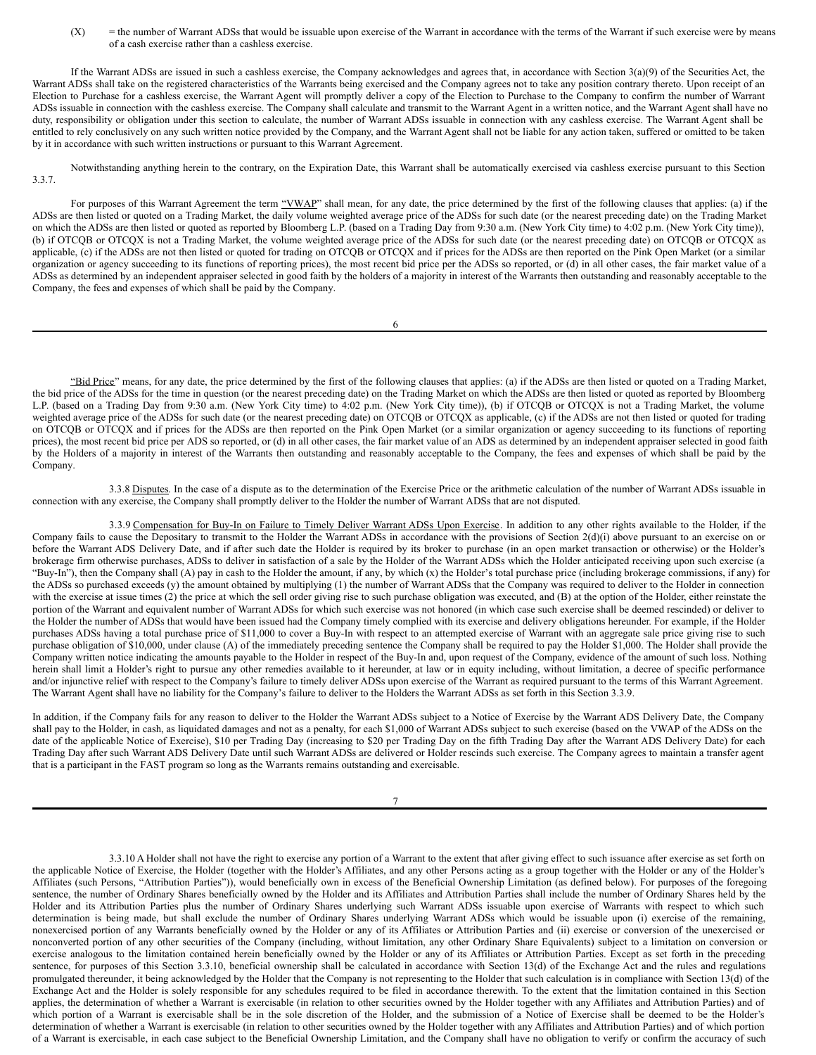(X) = the number of Warrant ADSs that would be issuable upon exercise of the Warrant in accordance with the terms of the Warrant if such exercise were by means of a cash exercise rather than a cashless exercise.

If the Warrant ADSs are issued in such a cashless exercise, the Company acknowledges and agrees that, in accordance with Section 3(a)(9) of the Securities Act, the Warrant ADSs shall take on the registered characteristics of the Warrants being exercised and the Company agrees not to take any position contrary thereto. Upon receipt of an Election to Purchase for a cashless exercise, the Warrant Agent will promptly deliver a copy of the Election to Purchase to the Company to confirm the number of Warrant ADSs issuable in connection with the cashless exercise. The Company shall calculate and transmit to the Warrant Agent in a written notice, and the Warrant Agent shall have no duty, responsibility or obligation under this section to calculate, the number of Warrant ADSs issuable in connection with any cashless exercise. The Warrant Agent shall be entitled to rely conclusively on any such written notice provided by the Company, and the Warrant Agent shall not be liable for any action taken, suffered or omitted to be taken by it in accordance with such written instructions or pursuant to this Warrant Agreement.

Notwithstanding anything herein to the contrary, on the Expiration Date, this Warrant shall be automatically exercised via cashless exercise pursuant to this Section 3.3.7.

For purposes of this Warrant Agreement the term "VWAP" shall mean, for any date, the price determined by the first of the following clauses that applies: (a) if the ADSs are then listed or quoted on a Trading Market, the daily volume weighted average price of the ADSs for such date (or the nearest preceding date) on the Trading Market on which the ADSs are then listed or quoted as reported by Bloomberg L.P. (based on a Trading Day from 9:30 a.m. (New York City time) to 4:02 p.m. (New York City time)), (b) if OTCQB or OTCQX is not a Trading Market, the volume weighted average price of the ADSs for such date (or the nearest preceding date) on OTCQB or OTCQX as applicable, (c) if the ADSs are not then listed or quoted for trading on OTCQB or OTCQX and if prices for the ADSs are then reported on the Pink Open Market (or a similar organization or agency succeeding to its functions of reporting prices), the most recent bid price per the ADSs so reported, or (d) in all other cases, the fair market value of a ADSs as determined by an independent appraiser selected in good faith by the holders of a majority in interest of the Warrants then outstanding and reasonably acceptable to the Company, the fees and expenses of which shall be paid by the Company.

"Bid Price" means, for any date, the price determined by the first of the following clauses that applies: (a) if the ADSs are then listed or quoted on a Trading Market, the bid price of the ADSs for the time in question (or the nearest preceding date) on the Trading Market on which the ADSs are then listed or quoted as reported by Bloomberg L.P. (based on a Trading Day from 9:30 a.m. (New York City time) to 4:02 p.m. (New York City time)), (b) if OTCQB or OTCQX is not a Trading Market, the volume weighted average price of the ADSs for such date (or the nearest preceding date) on OTCQB or OTCQX as applicable, (c) if the ADSs are not then listed or quoted for trading on OTCQB or OTCQX and if prices for the ADSs are then reported on the Pink Open Market (or a similar organization or agency succeeding to its functions of reporting prices), the most recent bid price per ADS so reported, or (d) in all other cases, the fair market value of an ADS as determined by an independent appraiser selected in good faith by the Holders of a majority in interest of the Warrants then outstanding and reasonably acceptable to the Company, the fees and expenses of which shall be paid by the Company.

3.3.8 Disputes. In the case of a dispute as to the determination of the Exercise Price or the arithmetic calculation of the number of Warrant ADSs issuable in connection with any exercise, the Company shall promptly deliver to the Holder the number of Warrant ADSs that are not disputed.

3.3.9 Compensation for Buy-In on Failure to Timely Deliver Warrant ADSs Upon Exercise. In addition to any other rights available to the Holder, if the Company fails to cause the Depositary to transmit to the Holder the Warrant ADSs in accordance with the provisions of Section 2(d)(i) above pursuant to an exercise on or before the Warrant ADS Delivery Date, and if after such date the Holder is required by its broker to purchase (in an open market transaction or otherwise) or the Holder's brokerage firm otherwise purchases, ADSs to deliver in satisfaction of a sale by the Holder of the Warrant ADSs which the Holder anticipated receiving upon such exercise (a "Buy-In"), then the Company shall (A) pay in cash to the Holder the amount, if any, by which (x) the Holder's total purchase price (including brokerage commissions, if any) for the ADSs so purchased exceeds (y) the amount obtained by multiplying (1) the number of Warrant ADSs that the Company was required to deliver to the Holder in connection with the exercise at issue times (2) the price at which the sell order giving rise to such purchase obligation was executed, and (B) at the option of the Holder, either reinstate the portion of the Warrant and equivalent number of Warrant ADSs for which such exercise was not honored (in which case such exercise shall be deemed rescinded) or deliver to the Holder the number of ADSs that would have been issued had the Company timely complied with its exercise and delivery obligations hereunder. For example, if the Holder purchases ADSs having a total purchase price of $11,000 to cover a Buy-In with respect to an attempted exercise of Warrant with an aggregate sale price giving rise to such purchase obligation of $10,000, under clause (A) of the immediately preceding sentence the Company shall be required to pay the Holder $1,000. The Holder shall provide the Company written notice indicating the amounts payable to the Holder in respect of the Buy-In and, upon request of the Company, evidence of the amount of such loss. Nothing herein shall limit a Holder's right to pursue any other remedies available to it hereunder, at law or in equity including, without limitation, a decree of specific performance and/or injunctive relief with respect to the Company's failure to timely deliver ADSs upon exercise of the Warrant as required pursuant to the terms of this Warrant Agreement. The Warrant Agent shall have no liability for the Company's failure to deliver to the Holders the Warrant ADSs as set forth in this Section 3.3.9.

In addition, if the Company fails for any reason to deliver to the Holder the Warrant ADSs subject to a Notice of Exercise by the Warrant ADS Delivery Date, the Company shall pay to the Holder, in cash, as liquidated damages and not as a penalty, for each $1,000 of Warrant ADSs subject to such exercise (based on the VWAP of the ADSs on the date of the applicable Notice of Exercise), $10 per Trading Day (increasing to $20 per Trading Day on the fifth Trading Day after the Warrant ADS Delivery Date) for each Trading Day after such Warrant ADS Delivery Date until such Warrant ADSs are delivered or Holder rescinds such exercise. The Company agrees to maintain a transfer agent that is a participant in the FAST program so long as the Warrants remains outstanding and exercisable.

3.3.10 A Holder shall not have the right to exercise any portion of a Warrant to the extent that after giving effect to such issuance after exercise as set forth on the applicable Notice of Exercise, the Holder (together with the Holder's Affiliates, and any other Persons acting as a group together with the Holder or any of the Holder's Affiliates (such Persons, "Attribution Parties")), would beneficially own in excess of the Beneficial Ownership Limitation (as defined below). For purposes of the foregoing sentence, the number of Ordinary Shares beneficially owned by the Holder and its Affiliates and Attribution Parties shall include the number of Ordinary Shares held by the Holder and its Attribution Parties plus the number of Ordinary Shares underlying such Warrant ADSs issuable upon exercise of Warrants with respect to which such determination is being made, but shall exclude the number of Ordinary Shares underlying Warrant ADSs which would be issuable upon (i) exercise of the remaining, nonexercised portion of any Warrants beneficially owned by the Holder or any of its Affiliates or Attribution Parties and (ii) exercise or conversion of the unexercised or nonconverted portion of any other securities of the Company (including, without limitation, any other Ordinary Share Equivalents) subject to a limitation on conversion or exercise analogous to the limitation contained herein beneficially owned by the Holder or any of its Affiliates or Attribution Parties. Except as set forth in the preceding sentence, for purposes of this Section 3.3.10, beneficial ownership shall be calculated in accordance with Section 13(d) of the Exchange Act and the rules and regulations promulgated thereunder, it being acknowledged by the Holder that the Company is not representing to the Holder that such calculation is in compliance with Section 13(d) of the Exchange Act and the Holder is solely responsible for any schedules required to be filed in accordance therewith. To the extent that the limitation contained in this Section applies, the determination of whether a Warrant is exercisable (in relation to other securities owned by the Holder together with any Affiliates and Attribution Parties) and of which portion of a Warrant is exercisable shall be in the sole discretion of the Holder, and the submission of a Notice of Exercise shall be deemed to be the Holder's determination of whether a Warrant is exercisable (in relation to other securities owned by the Holder together with any Affiliates and Attribution Parties) and of which portion of a Warrant is exercisable, in each case subject to the Beneficial Ownership Limitation, and the Company shall have no obligation to verify or confirm the accuracy of such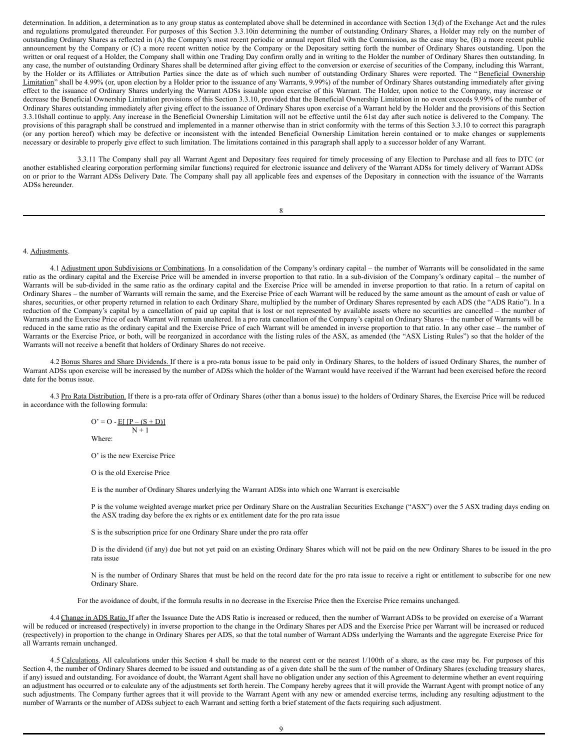determination. In addition, a determination as to any group status as contemplated above shall be determined in accordance with Section 13(d) of the Exchange Act and the rules and regulations promulgated thereunder. For purposes of this Section 3.3.10in determining the number of outstanding Ordinary Shares, a Holder may rely on the number of outstanding Ordinary Shares as reflected in (A) the Company's most recent periodic or annual report filed with the Commission, as the case may be, (B) a more recent public announcement by the Company or (C) a more recent written notice by the Company or the Depositary setting forth the number of Ordinary Shares outstanding. Upon the written or oral request of a Holder, the Company shall within one Trading Day confirm orally and in writing to the Holder the number of Ordinary Shares then outstanding. In any case, the number of outstanding Ordinary Shares shall be determined after giving effect to the conversion or exercise of securities of the Company, including this Warrant, by the Holder or its Affiliates or Attribution Parties since the date as of which such number of outstanding Ordinary Shares were reported. The "Beneficial Ownership Limitation" shall be 4.99% (or, upon election by a Holder prior to the issuance of any Warrants, 9.99%) of the number of Ordinary Shares outstanding immediately after giving effect to the issuance of Ordinary Shares underlying the Warrant ADSs issuable upon exercise of this Warrant. The Holder, upon notice to the Company, may increase or decrease the Beneficial Ownership Limitation provisions of this Section 3.3.10, provided that the Beneficial Ownership Limitation in no event exceeds 9.99% of the number of Ordinary Shares outstanding immediately after giving effect to the issuance of Ordinary Shares upon exercise of a Warrant held by the Holder and the provisions of this Section 3.3.10shall continue to apply. Any increase in the Beneficial Ownership Limitation will not be effective until the 61st day after such notice is delivered to the Company. The provisions of this paragraph shall be construed and implemented in a manner otherwise than in strict conformity with the terms of this Section 3.3.10 to correct this paragraph (or any portion hereof) which may be defective or inconsistent with the intended Beneficial Ownership Limitation herein contained or to make changes or supplements necessary or desirable to properly give effect to such limitation. The limitations contained in this paragraph shall apply to a successor holder of any Warrant.

3.3.11 The Company shall pay all Warrant Agent and Depositary fees required for timely processing of any Election to Purchase and all fees to DTC (or another established clearing corporation performing similar functions) required for electronic issuance and delivery of the Warrant ADSs for timely delivery of Warrant ADSs on or prior to the Warrant ADSs Delivery Date. The Company shall pay all applicable fees and expenses of the Depositary in connection with the issuance of the Warrants ADSs hereunder.

4. Adjustments.

4.1 Adjustment upon Subdivisions or Combinations. In a consolidation of the Company's ordinary capital – the number of Warrants will be consolidated in the same ratio as the ordinary capital and the Exercise Price will be amended in inverse proportion to that ratio. In a sub-division of the Company's ordinary capital – the number of Warrants will be sub-divided in the same ratio as the ordinary capital and the Exercise Price will be amended in inverse proportion to that ratio. In a return of capital on Ordinary Shares – the number of Warrants will remain the same, and the Exercise Price of each Warrant will be reduced by the same amount as the amount of cash or value of shares, securities, or other property returned in relation to each Ordinary Share, multiplied by the number of Ordinary Shares represented by each ADS (the "ADS Ratio"). In a reduction of the Company's capital by a cancellation of paid up capital that is lost or not represented by available assets where no securities are cancelled – the number of Warrants and the Exercise Price of each Warrant will remain unaltered. In a pro rata cancellation of the Company's capital on Ordinary Shares – the number of Warrants will be reduced in the same ratio as the ordinary capital and the Exercise Price of each Warrant will be amended in inverse proportion to that ratio. In any other case – the number of Warrants or the Exercise Price, or both, will be reorganized in accordance with the listing rules of the ASX, as amended (the "ASX Listing Rules") so that the holder of the Warrants will not receive a benefit that holders of Ordinary Shares do not receive.

4.2 Bonus Shares and Share Dividends. If there is a pro-rata bonus issue to be paid only in Ordinary Shares, to the holders of issued Ordinary Shares, the number of Warrant ADSs upon exercise will be increased by the number of ADSs which the holder of the Warrant would have received if the Warrant had been exercised before the record date for the bonus issue.

4.3 Pro Rata Distribution. If there is a pro-rata offer of Ordinary Shares (other than a bonus issue) to the holders of Ordinary Shares, the Exercise Price will be reduced in accordance with the following formula:

$$O' = O - \frac{E[P - (S + D)]}{N + 1}$$

Where:

O' is the new Exercise Price

O is the old Exercise Price

E is the number of Ordinary Shares underlying the Warrant ADSs into which one Warrant is exercisable

P is the volume weighted average market price per Ordinary Share on the Australian Securities Exchange ("ASX") over the 5 ASX trading days ending on the ASX trading day before the ex rights or ex entitlement date for the pro rata issue

S is the subscription price for one Ordinary Share under the pro rata offer

D is the dividend (if any) due but not yet paid on an existing Ordinary Shares which will not be paid on the new Ordinary Shares to be issued in the pro rata issue

N is the number of Ordinary Shares that must be held on the record date for the pro rata issue to receive a right or entitlement to subscribe for one new Ordinary Share.

For the avoidance of doubt, if the formula results in no decrease in the Exercise Price then the Exercise Price remains unchanged.

4.4 Change in ADS Ratio. If after the Issuance Date the ADS Ratio is increased or reduced, then the number of Warrant ADSs to be provided on exercise of a Warrant will be reduced or increased (respectively) in inverse proportion to the change in the Ordinary Shares per ADS and the Exercise Price per Warrant will be increased or reduced (respectively) in proportion to the change in Ordinary Shares per ADS, so that the total number of Warrant ADSs underlying the Warrants and the aggregate Exercise Price for all Warrants remain unchanged.

4.5 Calculations. All calculations under this Section 4 shall be made to the nearest cent or the nearest 1/100th of a share, as the case may be. For purposes of this Section 4, the number of Ordinary Shares deemed to be issued and outstanding as of a given date shall be the sum of the number of Ordinary Shares (excluding treasury shares, if any) issued and outstanding. For avoidance of doubt, the Warrant Agent shall have no obligation under any section of this Agreement to determine whether an event requiring an adjustment has occurred or to calculate any of the adjustments set forth herein. The Company hereby agrees that it will provide the Warrant Agent with prompt notice of any such adjustments. The Company further agrees that it will provide to the Warrant Agent with any new or amended exercise terms, including any resulting adjustment to the number of Warrants or the number of ADSs subject to each Warrant and setting forth a brief statement of the facts requiring such adjustment.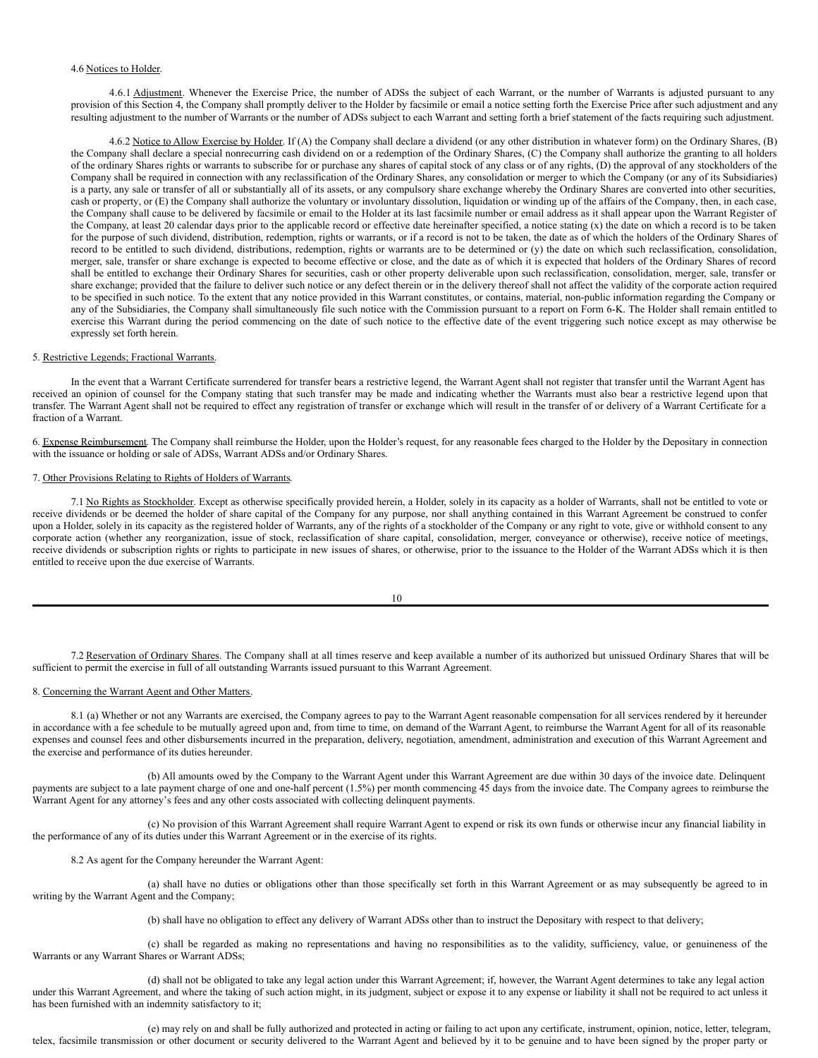4.6 Notices to Holder.

4.6.1 Adjustment. Whenever the Exercise Price, the number of ADSs the subject of each Warrant, or the number of Warrants is adjusted pursuant to any provision of this Section 4, the Company shall promptly deliver to the Holder by facsimile or email a notice setting forth the Exercise Price after such adjustment and any resulting adjustment to the number of Warrants or the number of ADSs subject to each Warrant and setting forth a brief statement of the facts requiring such adjustment.

4.6.2 Notice to Allow Exercise by Holder. If (A) the Company shall declare a dividend (or any other distribution in whatever form) on the Ordinary Shares, (B) the Company shall declare a special nonrecurring cash dividend on or a redemption of the Ordinary Shares, (C) the Company shall authorize the granting to all holders of the ordinary Shares rights or warrants to subscribe for or purchase any shares of capital stock of any class or of any rights, (D) the approval of any stockholders of the Company shall be required in connection with any reclassification of the Ordinary Shares, any consolidation or merger to which the Company (or any of its Subsidiaries) is a party, any sale or transfer of all or substantially all of its assets, or any compulsory share exchange whereby the Ordinary Shares are converted into other securities, cash or property, or (E) the Company shall authorize the voluntary or involuntary dissolution, liquidation or winding up of the affairs of the Company, then, in each case, the Company shall cause to be delivered by facsimile or email to the Holder at its last facsimile number or email address as it shall appear upon the Warrant Register of the Company, at least 20 calendar days prior to the applicable record or effective date hereinafter specified, a notice stating (x) the date on which a record is to be taken for the purpose of such dividend, distribution, redemption, rights or warrants, or if a record is not to be taken, the date as of which the holders of the Ordinary Shares of record to be entitled to such dividend, distributions, redemption, rights or warrants are to be determined or (y) the date on which such reclassification, consolidation, merger, sale, transfer or share exchange is expected to become effective or close, and the date as of which it is expected that holders of the Ordinary Shares of record shall be entitled to exchange their Ordinary Shares for securities, cash or other property deliverable upon such reclassification, consolidation, merger, sale, transfer or share exchange; provided that the failure to deliver such notice or any defect therein or in the delivery thereof shall not affect the validity of the corporate action required to be specified in such notice. To the extent that any notice provided in this Warrant constitutes, or contains, material, non-public information regarding the Company or any of the Subsidiaries, the Company shall simultaneously file such notice with the Commission pursuant to a report on Form 6-K. The Holder shall remain entitled to exercise this Warrant during the period commencing on the date of such notice to the effective date of the event triggering such notice except as may otherwise be expressly set forth herein.

5. Restrictive Legends; Fractional Warrants.

In the event that a Warrant Certificate surrendered for transfer bears a restrictive legend, the Warrant Agent shall not register that transfer until the Warrant Agent has received an opinion of counsel for the Company stating that such transfer may be made and indicating whether the Warrants must also bear a restrictive legend upon that transfer. The Warrant Agent shall not be required to effect any registration of transfer or exchange which will result in the transfer of or delivery of a Warrant Certificate for a fraction of a Warrant.

6. Expense Reimbursement. The Company shall reimburse the Holder, upon the Holder's request, for any reasonable fees charged to the Holder by the Depositary in connection with the issuance or holding or sale of ADSs, Warrant ADSs and/or Ordinary Shares.

7. Other Provisions Relating to Rights of Holders of Warrants.

7.1 No Rights as Stockholder. Except as otherwise specifically provided herein, a Holder, solely in its capacity as a holder of Warrants, shall not be entitled to vote or receive dividends or be deemed the holder of share capital of the Company for any purpose, nor shall anything contained in this Warrant Agreement be construed to confer upon a Holder, solely in its capacity as the registered holder of Warrants, any of the rights of a stockholder of the Company or any right to vote, give or withhold consent to any corporate action (whether any reorganization, issue of stock, reclassification of share capital, consolidation, merger, conveyance or otherwise), receive notice of meetings, receive dividends or subscription rights or rights to participate in new issues of shares, or otherwise, prior to the issuance to the Holder of the Warrant ADSs which it is then entitled to receive upon the due exercise of Warrants.

7.2 Reservation of Ordinary Shares. The Company shall at all times reserve and keep available a number of its authorized but unissued Ordinary Shares that will be sufficient to permit the exercise in full of all outstanding Warrants issued pursuant to this Warrant Agreement.

8. Concerning the Warrant Agent and Other Matters.

8.1 (a) Whether or not any Warrants are exercised, the Company agrees to pay to the Warrant Agent reasonable compensation for all services rendered by it hereunder in accordance with a fee schedule to be mutually agreed upon and, from time to time, on demand of the Warrant Agent, to reimburse the Warrant Agent for all of its reasonable expenses and counsel fees and other disbursements incurred in the preparation, delivery, negotiation, amendment, administration and execution of this Warrant Agreement and the exercise and performance of its duties hereunder.

(b) All amounts owed by the Company to the Warrant Agent under this Warrant Agreement are due within 30 days of the invoice date. Delinquent payments are subject to a late payment charge of one and one-half percent (1.5%) per month commencing 45 days from the invoice date. The Company agrees to reimburse the Warrant Agent for any attorney's fees and any other costs associated with collecting delinquent payments.

(c) No provision of this Warrant Agreement shall require Warrant Agent to expend or risk its own funds or otherwise incur any financial liability in the performance of any of its duties under this Warrant Agreement or in the exercise of its rights.

8.2 As agent for the Company hereunder the Warrant Agent:

(a) shall have no duties or obligations other than those specifically set forth in this Warrant Agreement or as may subsequently be agreed to in writing by the Warrant Agent and the Company;

(b) shall have no obligation to effect any delivery of Warrant ADSs other than to instruct the Depositary with respect to that delivery;

(c) shall be regarded as making no representations and having no responsibilities as to the validity, sufficiency, value, or genuineness of the Warrants or any Warrant Shares or Warrant ADSs;

(d) shall not be obligated to take any legal action under this Warrant Agreement; if, however, the Warrant Agent determines to take any legal action under this Warrant Agreement, and where the taking of such action might, in its judgment, subject or expose it to any expense or liability it shall not be required to act unless it has been furnished with an indemnity satisfactory to it;

(e) may rely on and shall be fully authorized and protected in acting or failing to act upon any certificate, instrument, opinion, notice, letter, telegram, telex, facsimile transmission or other document or security delivered to the Warrant Agent and believed by it to be genuine and to have been signed by the proper party or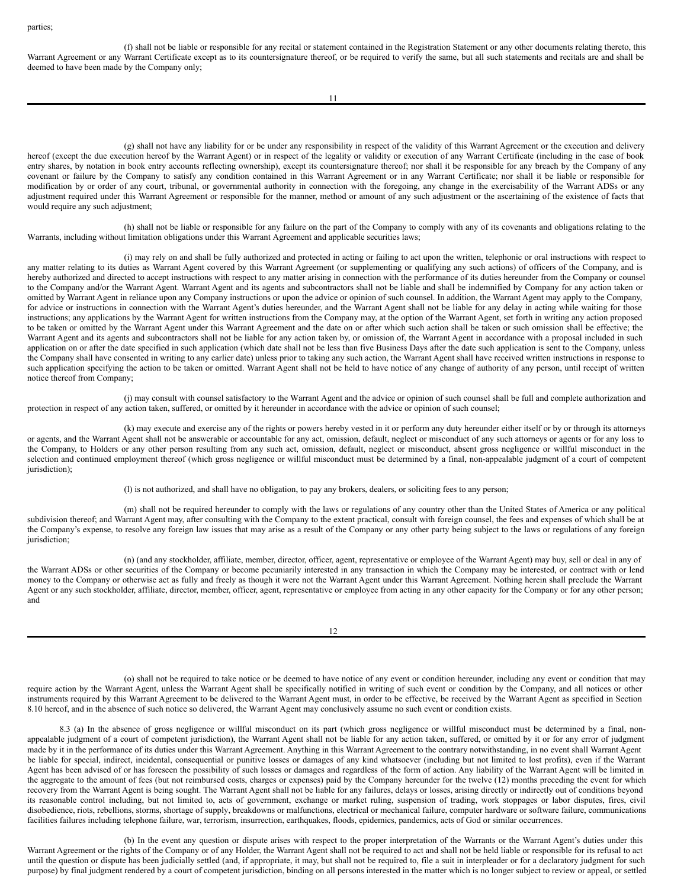parties;

(f) shall not be liable or responsible for any recital or statement contained in the Registration Statement or any other documents relating thereto, this Warrant Agreement or any Warrant Certificate except as to its countersignature thereof, or be required to verify the same, but all such statements and recitals are and shall be deemed to have been made by the Company only;

(g) shall not have any liability for or be under any responsibility in respect of the validity of this Warrant Agreement or the execution and delivery hereof (except the due execution hereof by the Warrant Agent) or in respect of the legality or validity or execution of any Warrant Certificate (including in the case of book entry shares, by notation in book entry accounts reflecting ownership), except its countersignature thereof; nor shall it be responsible for any breach by the Company of any covenant or failure by the Company to satisfy any condition contained in this Warrant Agreement or in any Warrant Certificate; nor shall it be liable or responsible for modification by or order of any court, tribunal, or governmental authority in connection with the foregoing, any change in the exercisability of the Warrant ADSs or any adjustment required under this Warrant Agreement or responsible for the manner, method or amount of any such adjustment or the ascertaining of the existence of facts that would require any such adjustment;

(h) shall not be liable or responsible for any failure on the part of the Company to comply with any of its covenants and obligations relating to the Warrants, including without limitation obligations under this Warrant Agreement and applicable securities laws;

(i) may rely on and shall be fully authorized and protected in acting or failing to act upon the written, telephonic or oral instructions with respect to any matter relating to its duties as Warrant Agent covered by this Warrant Agreement (or supplementing or qualifying any such actions) of officers of the Company, and is hereby authorized and directed to accept instructions with respect to any matter arising in connection with the performance of its duties hereunder from the Company or counsel to the Company and/or the Warrant Agent. Warrant Agent and its agents and subcontractors shall not be liable and shall be indemnified by Company for any action taken or omitted by Warrant Agent in reliance upon any Company instructions or upon the advice or opinion of such counsel. In addition, the Warrant Agent may apply to the Company, for advice or instructions in connection with the Warrant Agent's duties hereunder, and the Warrant Agent shall not be liable for any delay in acting while waiting for those instructions; any applications by the Warrant Agent for written instructions from the Company may, at the option of the Warrant Agent, set forth in writing any action proposed to be taken or omitted by the Warrant Agent under this Warrant Agreement and the date on or after which such action shall be taken or such omission shall be effective; the Warrant Agent and its agents and subcontractors shall not be liable for any action taken by, or omission of, the Warrant Agent in accordance with a proposal included in such application on or after the date specified in such application (which date shall not be less than five Business Days after the date such application is sent to the Company, unless the Company shall have consented in writing to any earlier date) unless prior to taking any such action, the Warrant Agent shall have received written instructions in response to such application specifying the action to be taken or omitted. Warrant Agent shall not be held to have notice of any change of authority of any person, until receipt of written notice thereof from Company;

(j) may consult with counsel satisfactory to the Warrant Agent and the advice or opinion of such counsel shall be full and complete authorization and protection in respect of any action taken, suffered, or omitted by it hereunder in accordance with the advice or opinion of such counsel;

(k) may execute and exercise any of the rights or powers hereby vested in it or perform any duty hereunder either itself or by or through its attorneys or agents, and the Warrant Agent shall not be answerable or accountable for any act, omission, default, neglect or misconduct of any such attorneys or agents or for any loss to the Company, to Holders or any other person resulting from any such act, omission, default, neglect or misconduct, absent gross negligence or willful misconduct in the selection and continued employment thereof (which gross negligence or willful misconduct must be determined by a final, non-appealable judgment of a court of competent jurisdiction);

(l) is not authorized, and shall have no obligation, to pay any brokers, dealers, or soliciting fees to any person;

(m) shall not be required hereunder to comply with the laws or regulations of any country other than the United States of America or any political subdivision thereof; and Warrant Agent may, after consulting with the Company to the extent practical, consult with foreign counsel, the fees and expenses of which shall be at the Company's expense, to resolve any foreign law issues that may arise as a result of the Company or any other party being subject to the laws or regulations of any foreign jurisdiction;

(n) (and any stockholder, affiliate, member, director, officer, agent, representative or employee of the Warrant Agent) may buy, sell or deal in any of the Warrant ADSs or other securities of the Company or become pecuniarily interested in any transaction in which the Company may be interested, or contract with or lend money to the Company or otherwise act as fully and freely as though it were not the Warrant Agent under this Warrant Agreement. Nothing herein shall preclude the Warrant Agent or any such stockholder, affiliate, director, member, officer, agent, representative or employee from acting in any other capacity for the Company or for any other person; and

(o) shall not be required to take notice or be deemed to have notice of any event or condition hereunder, including any event or condition that may require action by the Warrant Agent, unless the Warrant Agent shall be specifically notified in writing of such event or condition by the Company, and all notices or other instruments required by this Warrant Agreement to be delivered to the Warrant Agent must, in order to be effective, be received by the Warrant Agent as specified in Section 8.10 hereof, and in the absence of such notice so delivered, the Warrant Agent may conclusively assume no such event or condition exists.

8.3 (a) In the absence of gross negligence or willful misconduct on its part (which gross negligence or willful misconduct must be determined by a final, non-appealable judgment of a court of competent jurisdiction), the Warrant Agent shall not be liable for any action taken, suffered, or omitted by it or for any error of judgment made by it in the performance of its duties under this Warrant Agreement. Anything in this Warrant Agreement to the contrary notwithstanding, in no event shall Warrant Agent be liable for special, indirect, incidental, consequential or punitive losses or damages of any kind whatsoever (including but not limited to lost profits), even if the Warrant Agent has been advised of or has foreseen the possibility of such losses or damages and regardless of the form of action. Any liability of the Warrant Agent will be limited in the aggregate to the amount of fees (but not reimbursed costs, charges or expenses) paid by the Company hereunder for the twelve (12) months preceding the event for which recovery from the Warrant Agent is being sought. The Warrant Agent shall not be liable for any failures, delays or losses, arising directly or indirectly out of conditions beyond its reasonable control including, but not limited to, acts of government, exchange or market ruling, suspension of trading, work stoppages or labor disputes, fires, civil disobedience, riots, rebellions, storms, shortage of supply, breakdowns or malfunctions, electrical or mechanical failure, computer hardware or software failure, communications facilities failures including telephone failure, war, terrorism, insurrection, earthquakes, floods, epidemics, pandemics, acts of God or similar occurrences.

(b) In the event any question or dispute arises with respect to the proper interpretation of the Warrants or the Warrant Agent's duties under this Warrant Agreement or the rights of the Company or of any Holder, the Warrant Agent shall not be required to act and shall not be held liable or responsible for its refusal to act until the question or dispute has been judicially settled (and, if appropriate, it may, but shall not be required to, file a suit in interpleader or for a declaratory judgment for such purpose) by final judgment rendered by a court of competent jurisdiction, binding on all persons interested in the matter which is no longer subject to review or appeal, or settled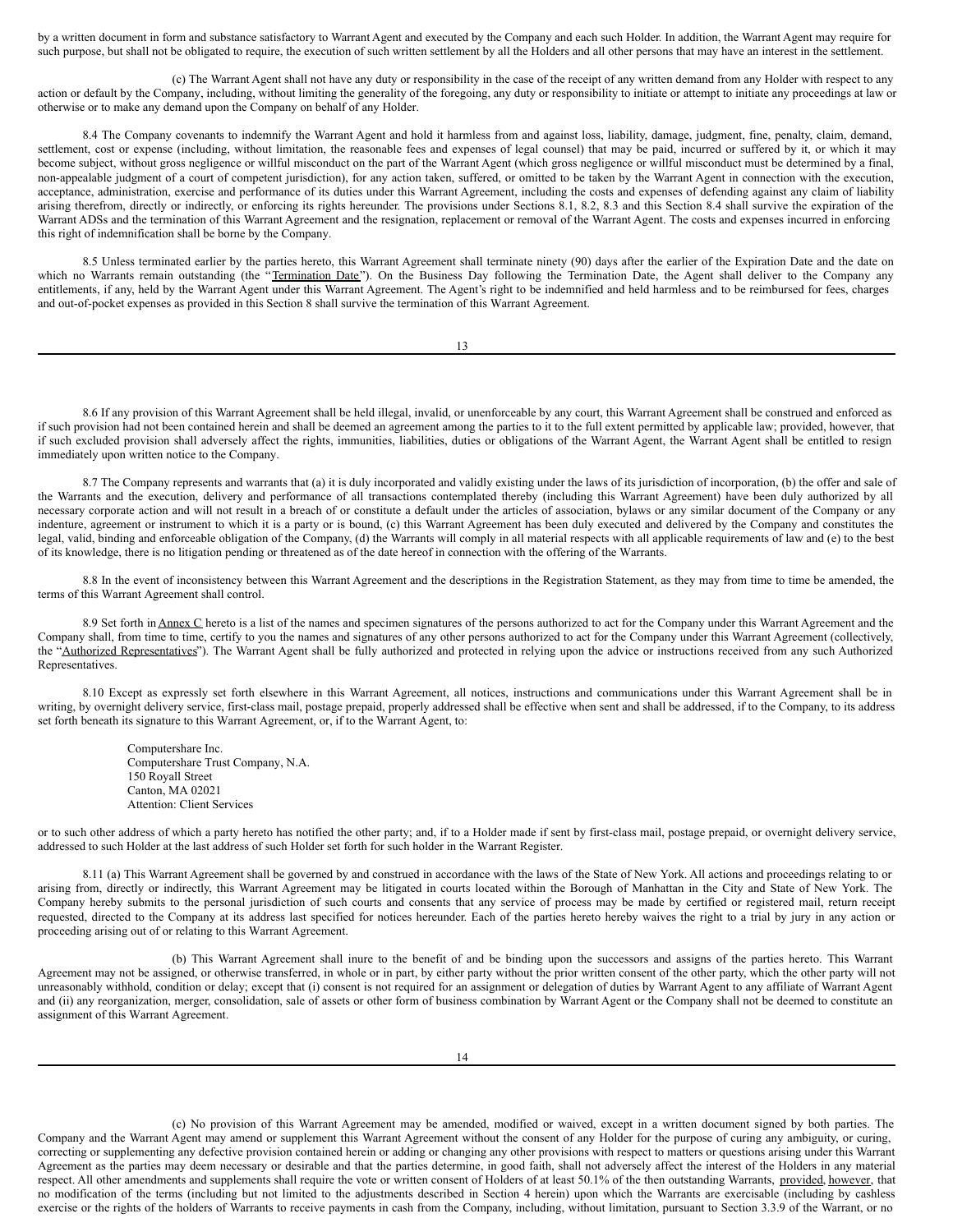by a written document in form and substance satisfactory to Warrant Agent and executed by the Company and each such Holder. In addition, the Warrant Agent may require for such purpose, but shall not be obligated to require, the execution of such written settlement by all the Holders and all other persons that may have an interest in the settlement.

(c) The Warrant Agent shall not have any duty or responsibility in the case of the receipt of any written demand from any Holder with respect to any action or default by the Company, including, without limiting the generality of the foregoing, any duty or responsibility to initiate or attempt to initiate any proceedings at law or otherwise or to make any demand upon the Company on behalf of any Holder.

8.4 The Company covenants to indemnify the Warrant Agent and hold it harmless from and against loss, liability, damage, judgment, fine, penalty, claim, demand, settlement, cost or expense (including, without limitation, the reasonable fees and expenses of legal counsel) that may be paid, incurred or suffered by it, or which it may become subject, without gross negligence or willful misconduct on the part of the Warrant Agent (which gross negligence or willful misconduct must be determined by a final, non-appealable judgment of a court of competent jurisdiction), for any action taken, suffered, or omitted to be taken by the Warrant Agent in connection with the execution, acceptance, administration, exercise and performance of its duties under this Warrant Agreement, including the costs and expenses of defending against any claim of liability arising therefrom, directly or indirectly, or enforcing its rights hereunder. The provisions under Sections 8.1, 8.2, 8.3 and this Section 8.4 shall survive the expiration of the Warrant ADSs and the termination of this Warrant Agreement and the resignation, replacement or removal of the Warrant Agent. The costs and expenses incurred in enforcing this right of indemnification shall be borne by the Company.

8.5 Unless terminated earlier by the parties hereto, this Warrant Agreement shall terminate ninety (90) days after the earlier of the Expiration Date and the date on which no Warrants remain outstanding (the "Termination Date"). On the Business Day following the Termination Date, the Agent shall deliver to the Company any entitlements, if any, held by the Warrant Agent under this Warrant Agreement. The Agent's right to be indemnified and held harmless and to be reimbursed for fees, charges and out-of-pocket expenses as provided in this Section 8 shall survive the termination of this Warrant Agreement.

8.6 If any provision of this Warrant Agreement shall be held illegal, invalid, or unenforceable by any court, this Warrant Agreement shall be construed and enforced as if such provision had not been contained herein and shall be deemed an agreement among the parties to it to the full extent permitted by applicable law; provided, however, that if such excluded provision shall adversely affect the rights, immunities, liabilities, duties or obligations of the Warrant Agent, the Warrant Agent shall be entitled to resign immediately upon written notice to the Company.

8.7 The Company represents and warrants that (a) it is duly incorporated and validly existing under the laws of its jurisdiction of incorporation, (b) the offer and sale of the Warrants and the execution, delivery and performance of all transactions contemplated thereby (including this Warrant Agreement) have been duly authorized by all necessary corporate action and will not result in a breach of or constitute a default under the articles of association, bylaws or any similar document of the Company or any indenture, agreement or instrument to which it is a party or is bound, (c) this Warrant Agreement has been duly executed and delivered by the Company and constitutes the legal, valid, binding and enforceable obligation of the Company, (d) the Warrants will comply in all material respects with all applicable requirements of law and (e) to the best of its knowledge, there is no litigation pending or threatened as of the date hereof in connection with the offering of the Warrants.

8.8 In the event of inconsistency between this Warrant Agreement and the descriptions in the Registration Statement, as they may from time to time be amended, the terms of this Warrant Agreement shall control.

8.9 Set forth in Annex C hereto is a list of the names and specimen signatures of the persons authorized to act for the Company under this Warrant Agreement and the Company shall, from time to time, certify to you the names and signatures of any other persons authorized to act for the Company under this Warrant Agreement (collectively, the "Authorized Representatives"). The Warrant Agent shall be fully authorized and protected in relying upon the advice or instructions received from any such Authorized Representatives.

8.10 Except as expressly set forth elsewhere in this Warrant Agreement, all notices, instructions and communications under this Warrant Agreement shall be in writing, by overnight delivery service, first-class mail, postage prepaid, properly addressed shall be effective when sent and shall be addressed, if to the Company, to its address set forth beneath its signature to this Warrant Agreement, or, if to the Warrant Agent, to:

Computershare Inc.
Computershare Trust Company, N.A.
150 Royall Street
Canton, MA 02021
Attention: Client Services

or to such other address of which a party hereto has notified the other party; and, if to a Holder made if sent by first-class mail, postage prepaid, or overnight delivery service, addressed to such Holder at the last address of such Holder set forth for such holder in the Warrant Register.

8.11 (a) This Warrant Agreement shall be governed by and construed in accordance with the laws of the State of New York. All actions and proceedings relating to or arising from, directly or indirectly, this Warrant Agreement may be litigated in courts located within the Borough of Manhattan in the City and State of New York. The Company hereby submits to the personal jurisdiction of such courts and consents that any service of process may be made by certified or registered mail, return receipt requested, directed to the Company at its address last specified for notices hereunder. Each of the parties hereto hereby waives the right to a trial by jury in any action or proceeding arising out of or relating to this Warrant Agreement.

(b) This Warrant Agreement shall inure to the benefit of and be binding upon the successors and assigns of the parties hereto. This Warrant Agreement may not be assigned, or otherwise transferred, in whole or in part, by either party without the prior written consent of the other party, which the other party will not unreasonably withhold, condition or delay; except that (i) consent is not required for an assignment or delegation of duties by Warrant Agent to any affiliate of Warrant Agent and (ii) any reorganization, merger, consolidation, sale of assets or other form of business combination by Warrant Agent or the Company shall not be deemed to constitute an assignment of this Warrant Agreement.

(c) No provision of this Warrant Agreement may be amended, modified or waived, except in a written document signed by both parties. The Company and the Warrant Agent may amend or supplement this Warrant Agreement without the consent of any Holder for the purpose of curing any ambiguity, or curing, correcting or supplementing any defective provision contained herein or adding or changing any other provisions with respect to matters or questions arising under this Warrant Agreement as the parties may deem necessary or desirable and that the parties determine, in good faith, shall not adversely affect the interest of the Holders in any material respect. All other amendments and supplements shall require the vote or written consent of Holders of at least 50.1% of the then outstanding Warrants, provided, however, that no modification of the terms (including but not limited to the adjustments described in Section 4 herein) upon which the Warrants are exercisable (including by cashless exercise or the rights of the holders of Warrants to receive payments in cash from the Company, including, without limitation, pursuant to Section 3.3.9 of the Warrant, or no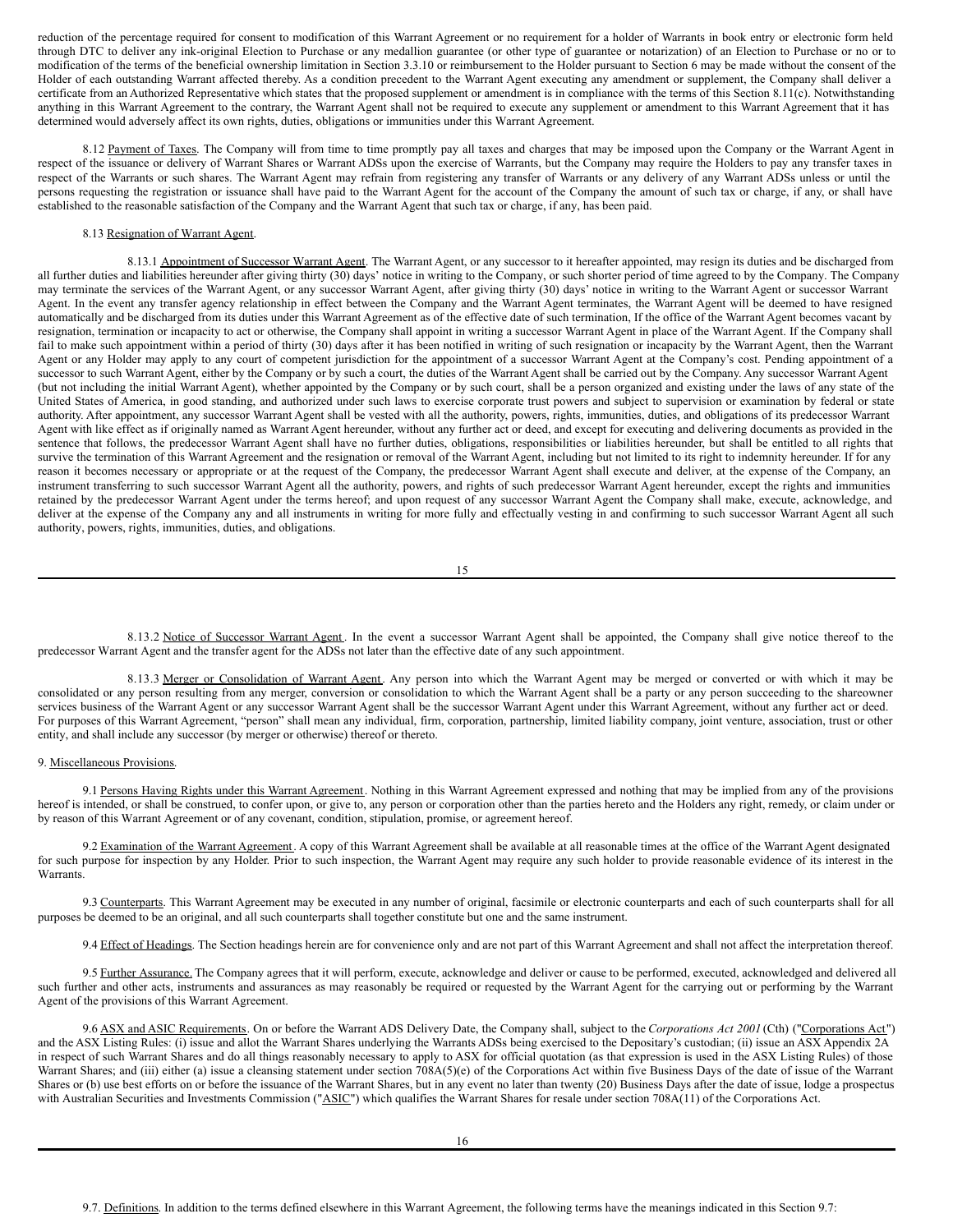reduction of the percentage required for consent to modification of this Warrant Agreement or no requirement for a holder of Warrants in book entry or electronic form held through DTC to deliver any ink-original Election to Purchase or any medallion guarantee (or other type of guarantee or notarization) of an Election to Purchase or no or to modification of the terms of the beneficial ownership limitation in Section 3.3.10 or reimbursement to the Holder pursuant to Section 6 may be made without the consent of the Holder of each outstanding Warrant affected thereby. As a condition precedent to the Warrant Agent executing any amendment or supplement, the Company shall deliver a certificate from an Authorized Representative which states that the proposed supplement or amendment is in compliance with the terms of this Section 8.11(c). Notwithstanding anything in this Warrant Agreement to the contrary, the Warrant Agent shall not be required to execute any supplement or amendment to this Warrant Agreement that it has determined would adversely affect its own rights, duties, obligations or immunities under this Warrant Agreement.

8.12 Payment of Taxes. The Company will from time to time promptly pay all taxes and charges that may be imposed upon the Company or the Warrant Agent in respect of the issuance or delivery of Warrant Shares or Warrant ADSs upon the exercise of Warrants, but the Company may require the Holders to pay any transfer taxes in respect of the Warrants or such shares. The Warrant Agent may refrain from registering any transfer of Warrants or any delivery of any Warrant ADSs unless or until the persons requesting the registration or issuance shall have paid to the Warrant Agent for the account of the Company the amount of such tax or charge, if any, or shall have established to the reasonable satisfaction of the Company and the Warrant Agent that such tax or charge, if any, has been paid.

8.13 Resignation of Warrant Agent.

8.13.1 Appointment of Successor Warrant Agent. The Warrant Agent, or any successor to it hereafter appointed, may resign its duties and be discharged from all further duties and liabilities hereunder after giving thirty (30) days' notice in writing to the Company, or such shorter period of time agreed to by the Company. The Company may terminate the services of the Warrant Agent, or any successor Warrant Agent, after giving thirty (30) days' notice in writing to the Warrant Agent or successor Warrant Agent. In the event any transfer agency relationship in effect between the Company and the Warrant Agent terminates, the Warrant Agent will be deemed to have resigned automatically and be discharged from its duties under this Warrant Agreement as of the effective date of such termination, If the office of the Warrant Agent becomes vacant by resignation, termination or incapacity to act or otherwise, the Company shall appoint in writing a successor Warrant Agent in place of the Warrant Agent. If the Company shall fail to make such appointment within a period of thirty (30) days after it has been notified in writing of such resignation or incapacity by the Warrant Agent, then the Warrant Agent or any Holder may apply to any court of competent jurisdiction for the appointment of a successor Warrant Agent at the Company's cost. Pending appointment of a successor to such Warrant Agent, either by the Company or by such a court, the duties of the Warrant Agent shall be carried out by the Company. Any successor Warrant Agent (but not including the initial Warrant Agent), whether appointed by the Company or by such court, shall be a person organized and existing under the laws of any state of the United States of America, in good standing, and authorized under such laws to exercise corporate trust powers and subject to supervision or examination by federal or state authority. After appointment, any successor Warrant Agent shall be vested with all the authority, powers, rights, immunities, duties, and obligations of its predecessor Warrant Agent with like effect as if originally named as Warrant Agent hereunder, without any further act or deed, and except for executing and delivering documents as provided in the sentence that follows, the predecessor Warrant Agent shall have no further duties, obligations, responsibilities or liabilities hereunder, but shall be entitled to all rights that survive the termination of this Warrant Agreement and the resignation or removal of the Warrant Agent, including but not limited to its right to indemnity hereunder. If for any reason it becomes necessary or appropriate or at the request of the Company, the predecessor Warrant Agent shall execute and deliver, at the expense of the Company, an instrument transferring to such successor Warrant Agent all the authority, powers, and rights of such predecessor Warrant Agent hereunder, except the rights and immunities retained by the predecessor Warrant Agent under the terms hereof; and upon request of any successor Warrant Agent the Company shall make, execute, acknowledge, and deliver at the expense of the Company any and all instruments in writing for more fully and effectually vesting in and confirming to such successor Warrant Agent all such authority, powers, rights, immunities, duties, and obligations.

8.13.2 Notice of Successor Warrant Agent. In the event a successor Warrant Agent shall be appointed, the Company shall give notice thereof to the predecessor Warrant Agent and the transfer agent for the ADSs not later than the effective date of any such appointment.

8.13.3 Merger or Consolidation of Warrant Agent. Any person into which the Warrant Agent may be merged or converted or with which it may be consolidated or any person resulting from any merger, conversion or consolidation to which the Warrant Agent shall be a party or any person succeeding to the shareowner services business of the Warrant Agent or any successor Warrant Agent shall be the successor Warrant Agent under this Warrant Agreement, without any further act or deed. For purposes of this Warrant Agreement, "person" shall mean any individual, firm, corporation, partnership, limited liability company, joint venture, association, trust or other entity, and shall include any successor (by merger or otherwise) thereof or thereto.

9. Miscellaneous Provisions.

9.1 Persons Having Rights under this Warrant Agreement. Nothing in this Warrant Agreement expressed and nothing that may be implied from any of the provisions hereof is intended, or shall be construed, to confer upon, or give to, any person or corporation other than the parties hereto and the Holders any right, remedy, or claim under or by reason of this Warrant Agreement or of any covenant, condition, stipulation, promise, or agreement hereof.

9.2 Examination of the Warrant Agreement. A copy of this Warrant Agreement shall be available at all reasonable times at the office of the Warrant Agent designated for such purpose for inspection by any Holder. Prior to such inspection, the Warrant Agent may require any such holder to provide reasonable evidence of its interest in the Warrants.

9.3 Counterparts. This Warrant Agreement may be executed in any number of original, facsimile or electronic counterparts and each of such counterparts shall for all purposes be deemed to be an original, and all such counterparts shall together constitute but one and the same instrument.

9.4 Effect of Headings. The Section headings herein are for convenience only and are not part of this Warrant Agreement and shall not affect the interpretation thereof.

9.5 Further Assurance. The Company agrees that it will perform, execute, acknowledge and deliver or cause to be performed, executed, acknowledged and delivered all such further and other acts, instruments and assurances as may reasonably be required or requested by the Warrant Agent for the carrying out or performing by the Warrant Agent of the provisions of this Warrant Agreement.

9.6 ASX and ASIC Requirements. On or before the Warrant ADS Delivery Date, the Company shall, subject to the *Corporations Act 2001* (Cth) ("Corporations Act") and the ASX Listing Rules: (i) issue and allot the Warrant Shares underlying the Warrants ADSs being exercised to the Depositary's custodian; (ii) issue an ASX Appendix 2A in respect of such Warrant Shares and do all things reasonably necessary to apply to ASX for official quotation (as that expression is used in the ASX Listing Rules) of those Warrant Shares; and (iii) either (a) issue a cleansing statement under section 708A(5)(e) of the Corporations Act within five Business Days of the date of issue of the Warrant Shares or (b) use best efforts on or before the issuance of the Warrant Shares, but in any event no later than twenty (20) Business Days after the date of issue, lodge a prospectus with Australian Securities and Investments Commission ("ASIC") which qualifies the Warrant Shares for resale under section 708A(11) of the Corporations Act.

9.7. Definitions. In addition to the terms defined elsewhere in this Warrant Agreement, the following terms have the meanings indicated in this Section 9.7: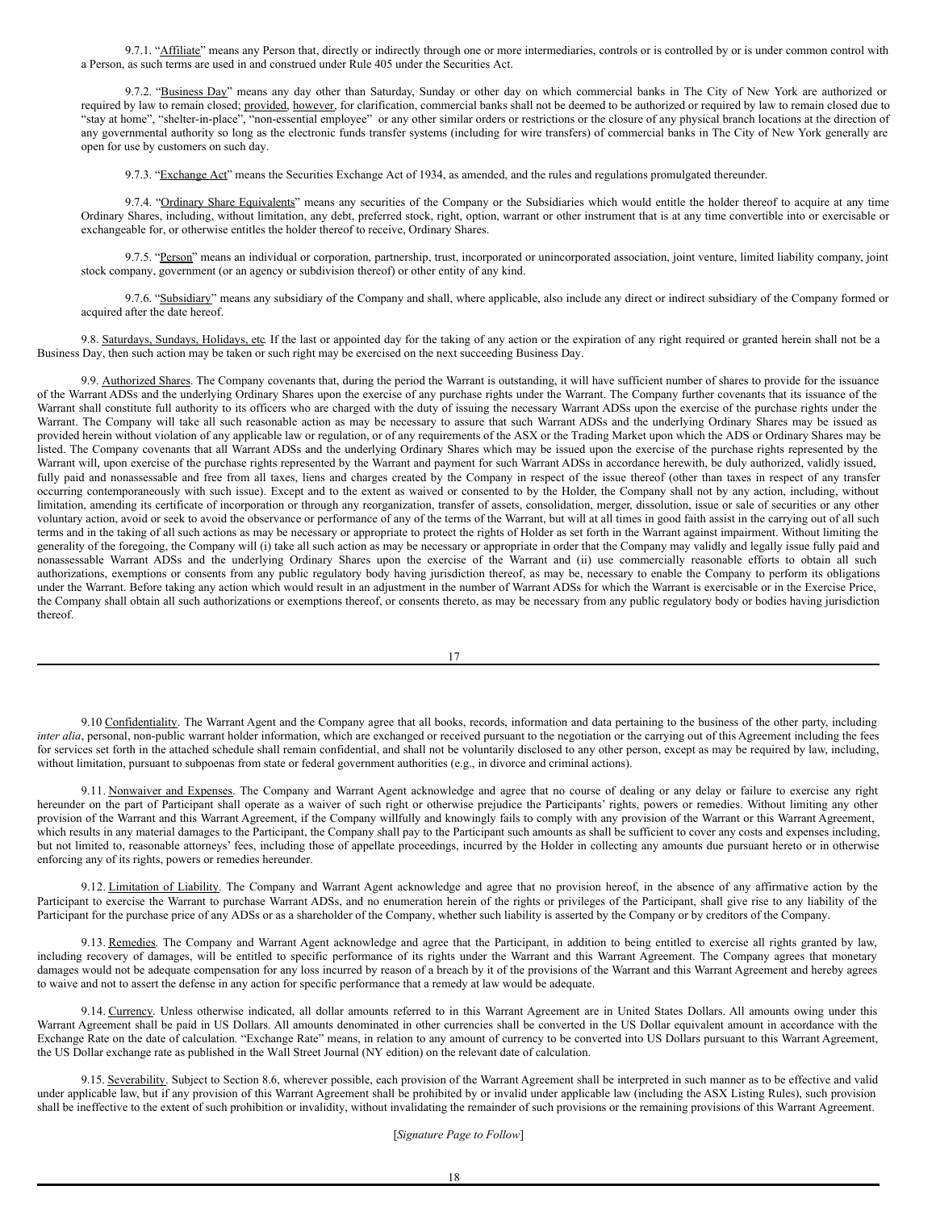9.7.1. "Affiliate" means any Person that, directly or indirectly through one or more intermediaries, controls or is controlled by or is under common control with a Person, as such terms are used in and construed under Rule 405 under the Securities Act.

9.7.2. "Business Day" means any day other than Saturday, Sunday or other day on which commercial banks in The City of New York are authorized or required by law to remain closed; provided, however, for clarification, commercial banks shall not be deemed to be authorized or required by law to remain closed due to "stay at home", "shelter-in-place", "non-essential employee" or any other similar orders or restrictions or the closure of any physical branch locations at the direction of any governmental authority so long as the electronic funds transfer systems (including for wire transfers) of commercial banks in The City of New York generally are open for use by customers on such day.

9.7.3. "Exchange Act" means the Securities Exchange Act of 1934, as amended, and the rules and regulations promulgated thereunder.

9.7.4. "Ordinary Share Equivalents" means any securities of the Company or the Subsidiaries which would entitle the holder thereof to acquire at any time Ordinary Shares, including, without limitation, any debt, preferred stock, right, option, warrant or other instrument that is at any time convertible into or exercisable or exchangeable for, or otherwise entitles the holder thereof to receive, Ordinary Shares.

9.7.5. "Person" means an individual or corporation, partnership, trust, incorporated or unincorporated association, joint venture, limited liability company, joint stock company, government (or an agency or subdivision thereof) or other entity of any kind.

9.7.6. "Subsidiary" means any subsidiary of the Company and shall, where applicable, also include any direct or indirect subsidiary of the Company formed or acquired after the date hereof.

9.8. Saturdays, Sundays, Holidays, etc. If the last or appointed day for the taking of any action or the expiration of any right required or granted herein shall not be a Business Day, then such action may be taken or such right may be exercised on the next succeeding Business Day.

9.9. Authorized Shares. The Company covenants that, during the period the Warrant is outstanding, it will have sufficient number of shares to provide for the issuance of the Warrant ADSs and the underlying Ordinary Shares upon the exercise of any purchase rights under the Warrant. The Company further covenants that its issuance of the Warrant shall constitute full authority to its officers who are charged with the duty of issuing the necessary Warrant ADSs upon the exercise of the purchase rights under the Warrant. The Company will take all such reasonable action as may be necessary to assure that such Warrant ADSs and the underlying Ordinary Shares may be issued as provided herein without violation of any applicable law or regulation, or of any requirements of the ASX or the Trading Market upon which the ADS or Ordinary Shares may be listed. The Company covenants that all Warrant ADSs and the underlying Ordinary Shares which may be issued upon the exercise of the purchase rights represented by the Warrant will, upon exercise of the purchase rights represented by the Warrant and payment for such Warrant ADSs in accordance herewith, be duly authorized, validly issued, fully paid and nonassessable and free from all taxes, liens and charges created by the Company in respect of the issue thereof (other than taxes in respect of any transfer occurring contemporaneously with such issue). Except and to the extent as waived or consented to by the Holder, the Company shall not by any action, including, without limitation, amending its certificate of incorporation or through any reorganization, transfer of assets, consolidation, merger, dissolution, issue or sale of securities or any other voluntary action, avoid or seek to avoid the observance or performance of any of the terms of the Warrant, but will at all times in good faith assist in the carrying out of all such terms and in the taking of all such actions as may be necessary or appropriate to protect the rights of Holder as set forth in the Warrant against impairment. Without limiting the generality of the foregoing, the Company will (i) take all such action as may be necessary or appropriate in order that the Company may validly and legally issue fully paid and nonassessable Warrant ADSs and the underlying Ordinary Shares upon the exercise of the Warrant and (ii) use commercially reasonable efforts to obtain all such authorizations, exemptions or consents from any public regulatory body having jurisdiction thereof, as may be, necessary to enable the Company to perform its obligations under the Warrant. Before taking any action which would result in an adjustment in the number of Warrant ADSs for which the Warrant is exercisable or in the Exercise Price, the Company shall obtain all such authorizations or exemptions thereof, or consents thereto, as may be necessary from any public regulatory body or bodies having jurisdiction thereof.

9.10 Confidentiality. The Warrant Agent and the Company agree that all books, records, information and data pertaining to the business of the other party, including *inter alia*, personal, non-public warrant holder information, which are exchanged or received pursuant to the negotiation or the carrying out of this Agreement including the fees for services set forth in the attached schedule shall remain confidential, and shall not be voluntarily disclosed to any other person, except as may be required by law, including, without limitation, pursuant to subpoenas from state or federal government authorities (e.g., in divorce and criminal actions).

9.11. Nonwaiver and Expenses. The Company and Warrant Agent acknowledge and agree that no course of dealing or any delay or failure to exercise any right hereunder on the part of Participant shall operate as a waiver of such right or otherwise prejudice the Participants' rights, powers or remedies. Without limiting any other provision of the Warrant and this Warrant Agreement, if the Company willfully and knowingly fails to comply with any provision of the Warrant or this Warrant Agreement, which results in any material damages to the Participant, the Company shall pay to the Participant such amounts as shall be sufficient to cover any costs and expenses including, but not limited to, reasonable attorneys' fees, including those of appellate proceedings, incurred by the Holder in collecting any amounts due pursuant hereto or in otherwise enforcing any of its rights, powers or remedies hereunder.

9.12. Limitation of Liability. The Company and Warrant Agent acknowledge and agree that no provision hereof, in the absence of any affirmative action by the Participant to exercise the Warrant to purchase Warrant ADSs, and no enumeration herein of the rights or privileges of the Participant, shall give rise to any liability of the Participant for the purchase price of any ADSs or as a shareholder of the Company, whether such liability is asserted by the Company or by creditors of the Company.

9.13. Remedies. The Company and Warrant Agent acknowledge and agree that the Participant, in addition to being entitled to exercise all rights granted by law, including recovery of damages, will be entitled to specific performance of its rights under the Warrant and this Warrant Agreement. The Company agrees that monetary damages would not be adequate compensation for any loss incurred by reason of a breach by it of the provisions of the Warrant and this Warrant Agreement and hereby agrees to waive and not to assert the defense in any action for specific performance that a remedy at law would be adequate.

9.14. Currency. Unless otherwise indicated, all dollar amounts referred to in this Warrant Agreement are in United States Dollars. All amounts owing under this Warrant Agreement shall be paid in US Dollars. All amounts denominated in other currencies shall be converted in the US Dollar equivalent amount in accordance with the Exchange Rate on the date of calculation. "Exchange Rate" means, in relation to any amount of currency to be converted into US Dollars pursuant to this Warrant Agreement, the US Dollar exchange rate as published in the Wall Street Journal (NY edition) on the relevant date of calculation.

9.15. Severability. Subject to Section 8.6, wherever possible, each provision of the Warrant Agreement shall be interpreted in such manner as to be effective and valid under applicable law, but if any provision of this Warrant Agreement shall be prohibited by or invalid under applicable law (including the ASX Listing Rules), such provision shall be ineffective to the extent of such prohibition or invalidity, without invalidating the remainder of such provisions or the remaining provisions of this Warrant Agreement.

[*Signature Page to Follow*]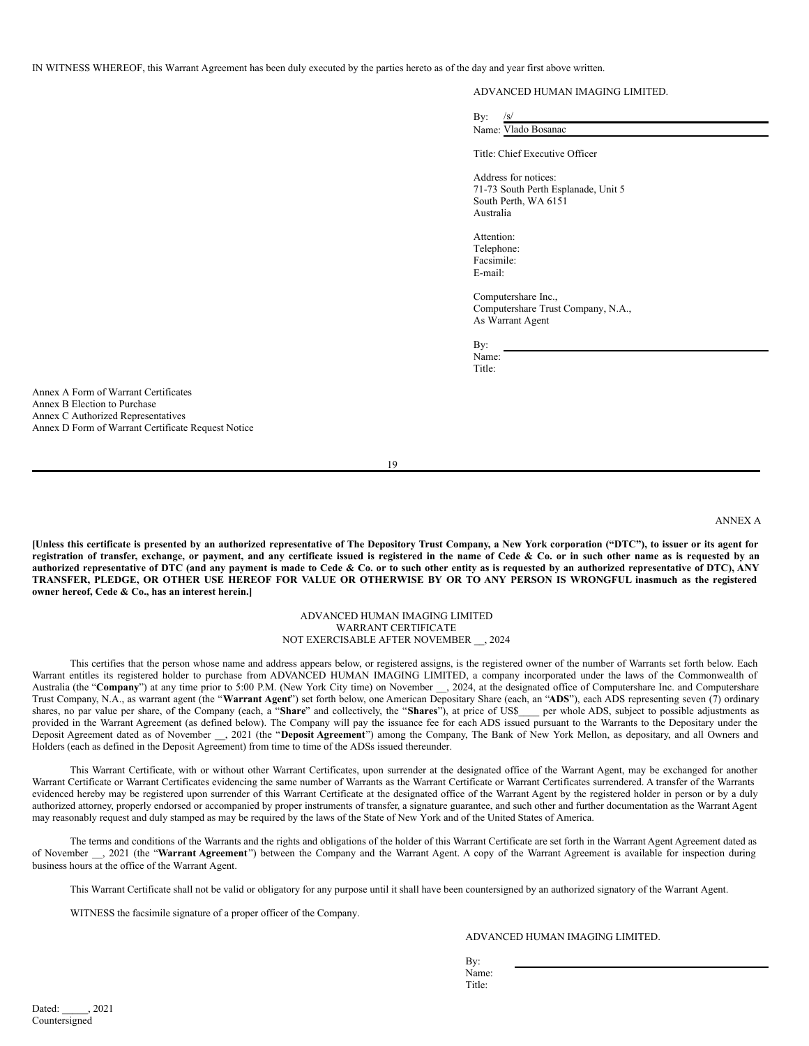IN WITNESS WHEREOF, this Warrant Agreement has been duly executed by the parties hereto as of the day and year first above written.

ADVANCED HUMAN IMAGING LIMITED.

By: /s/
Name: Vlado Bosanac

Title: Chief Executive Officer

Address for notices:
71-73 South Perth Esplanade, Unit 5
South Perth, WA 6151
Australia

Attention:
Telephone:
Facsimile:
E-mail:

Computershare Inc.,
Computershare Trust Company, N.A.,
As Warrant Agent

By:
Name:
Title:

Annex A Form of Warrant Certificates
Annex B Election to Purchase
Annex C Authorized Representatives
Annex D Form of Warrant Certificate Request Notice

ANNEX A

**[Unless this certificate is presented by an authorized representative of The Depository Trust Company, a New York corporation ("DTC"), to issuer or its agent for registration of transfer, exchange, or payment, and any certificate issued is registered in the name of Cede & Co. or in such other name as is requested by an authorized representative of DTC (and any payment is made to Cede & Co. or to such other entity as is requested by an authorized representative of DTC), ANY TRANSFER, PLEDGE, OR OTHER USE HEREOF FOR VALUE OR OTHERWISE BY OR TO ANY PERSON IS WRONGFUL inasmuch as the registered owner hereof, Cede & Co., has an interest herein.]**

ADVANCED HUMAN IMAGING LIMITED
WARRANT CERTIFICATE
NOT EXERCISABLE AFTER NOVEMBER __, 2024

This certifies that the person whose name and address appears below, or registered assigns, is the registered owner of the number of Warrants set forth below. Each Warrant entitles its registered holder to purchase from ADVANCED HUMAN IMAGING LIMITED, a company incorporated under the laws of the Commonwealth of Australia (the "**Company**") at any time prior to 5:00 P.M. (New York City time) on November __, 2024, at the designated office of Computershare Inc. and Computershare Trust Company, N.A., as warrant agent (the "**Warrant Agent**") set forth below, one American Depositary Share (each, an "**ADS**"), each ADS representing seven (7) ordinary shares, no par value per share, of the Company (each, a "**Share**" and collectively, the "**Shares**"), at price of US$____ per whole ADS, subject to possible adjustments as provided in the Warrant Agreement (as defined below). The Company will pay the issuance fee for each ADS issued pursuant to the Warrants to the Depositary under the Deposit Agreement dated as of November __, 2021 (the "**Deposit Agreement**") among the Company, The Bank of New York Mellon, as depositary, and all Owners and Holders (each as defined in the Deposit Agreement) from time to time of the ADSs issued thereunder.

This Warrant Certificate, with or without other Warrant Certificates, upon surrender at the designated office of the Warrant Agent, may be exchanged for another Warrant Certificate or Warrant Certificates evidencing the same number of Warrants as the Warrant Certificate or Warrant Certificates surrendered. A transfer of the Warrants evidenced hereby may be registered upon surrender of this Warrant Certificate at the designated office of the Warrant Agent by the registered holder in person or by a duly authorized attorney, properly endorsed or accompanied by proper instruments of transfer, a signature guarantee, and such other and further documentation as the Warrant Agent may reasonably request and duly stamped as may be required by the laws of the State of New York and of the United States of America.

The terms and conditions of the Warrants and the rights and obligations of the holder of this Warrant Certificate are set forth in the Warrant Agent Agreement dated as of November __, 2021 (the "**Warrant Agreement**") between the Company and the Warrant Agent. A copy of the Warrant Agreement is available for inspection during business hours at the office of the Warrant Agent.

This Warrant Certificate shall not be valid or obligatory for any purpose until it shall have been countersigned by an authorized signatory of the Warrant Agent.

WITNESS the facsimile signature of a proper officer of the Company.

ADVANCED HUMAN IMAGING LIMITED.

By:
Name:
Title:

Dated: _____, 2021
Countersigned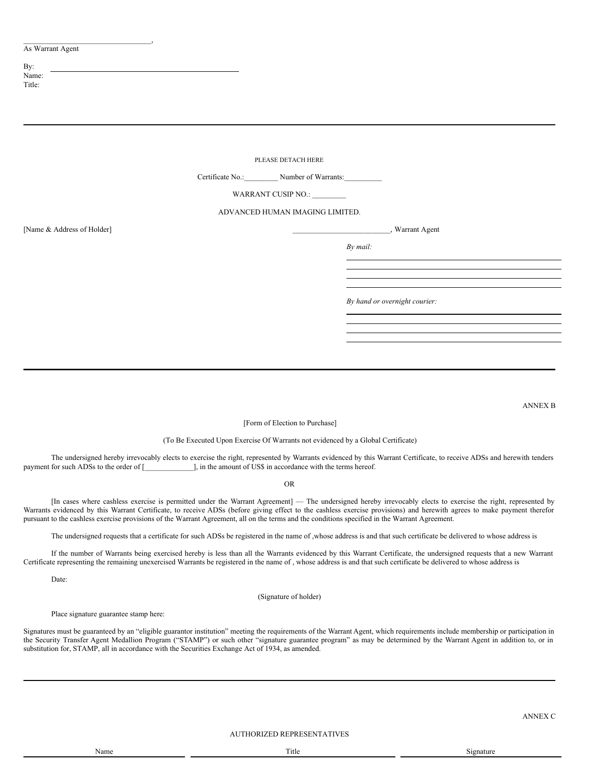\_\_\_\_\_\_\_\_\_\_\_\_\_\_\_\_\_\_\_\_\_\_\_\_\_\_\_\_\_\_\_\_,
As Warrant Agent

By: \_\_\_\_\_\_\_\_\_\_\_\_\_\_\_\_\_\_\_\_\_\_\_\_\_\_\_\_\_\_\_\_\_\_\_\_\_\_\_\_
Name:
Title:

---

PLEASE DETACH HERE

Certificate No.:\_\_\_\_\_\_\_\_\_ Number of Warrants:\_\_\_\_\_\_\_\_\_\_

WARRANT CUSIP NO.: \_\_\_\_\_\_\_\_\_

ADVANCED HUMAN IMAGING LIMITED.

[Name & Address of Holder]

\_\_\_\_\_\_\_\_\_\_\_\_\_\_\_\_\_\_\_\_\_\_\_\_\_\_, Warrant Agent

*By mail:*

\_\_\_\_\_\_\_\_\_\_\_\_\_\_\_\_\_\_\_\_\_\_\_\_\_\_\_\_\_\_\_\_\_\_\_\_\_\_\_\_
\_\_\_\_\_\_\_\_\_\_\_\_\_\_\_\_\_\_\_\_\_\_\_\_\_\_\_\_\_\_\_\_\_\_\_\_\_\_\_\_
\_\_\_\_\_\_\_\_\_\_\_\_\_\_\_\_\_\_\_\_\_\_\_\_\_\_\_\_\_\_\_\_\_\_\_\_\_\_\_\_
\_\_\_\_\_\_\_\_\_\_\_\_\_\_\_\_\_\_\_\_\_\_\_\_\_\_\_\_\_\_\_\_\_\_\_\_\_\_\_\_

*By hand or overnight courier:*

\_\_\_\_\_\_\_\_\_\_\_\_\_\_\_\_\_\_\_\_\_\_\_\_\_\_\_\_\_\_\_\_\_\_\_\_\_\_\_\_
\_\_\_\_\_\_\_\_\_\_\_\_\_\_\_\_\_\_\_\_\_\_\_\_\_\_\_\_\_\_\_\_\_\_\_\_\_\_\_\_
\_\_\_\_\_\_\_\_\_\_\_\_\_\_\_\_\_\_\_\_\_\_\_\_\_\_\_\_\_\_\_\_\_\_\_\_\_\_\_\_
\_\_\_\_\_\_\_\_\_\_\_\_\_\_\_\_\_\_\_\_\_\_\_\_\_\_\_\_\_\_\_\_\_\_\_\_\_\_\_\_

---

ANNEX B

[Form of Election to Purchase]

(To Be Executed Upon Exercise Of Warrants not evidenced by a Global Certificate)

The undersigned hereby irrevocably elects to exercise the right, represented by Warrants evidenced by this Warrant Certificate, to receive ADSs and herewith tenders payment for such ADSs to the order of [\_\_\_\_\_\_\_\_\_\_\_\_\_\_], in the amount of US$ in accordance with the terms hereof.

OR

[In cases where cashless exercise is permitted under the Warrant Agreement] — The undersigned hereby irrevocably elects to exercise the right, represented by Warrants evidenced by this Warrant Certificate, to receive ADSs (before giving effect to the cashless exercise provisions) and herewith agrees to make payment therefor pursuant to the cashless exercise provisions of the Warrant Agreement, all on the terms and the conditions specified in the Warrant Agreement.

The undersigned requests that a certificate for such ADSs be registered in the name of ,whose address is and that such certificate be delivered to whose address is

If the number of Warrants being exercised hereby is less than all the Warrants evidenced by this Warrant Certificate, the undersigned requests that a new Warrant Certificate representing the remaining unexercised Warrants be registered in the name of , whose address is and that such certificate be delivered to whose address is

Date:

(Signature of holder)

Place signature guarantee stamp here:

Signatures must be guaranteed by an "eligible guarantor institution" meeting the requirements of the Warrant Agent, which requirements include membership or participation in the Security Transfer Agent Medallion Program ("STAMP") or such other "signature guarantee program" as may be determined by the Warrant Agent in addition to, or in substitution for, STAMP, all in accordance with the Securities Exchange Act of 1934, as amended.

---

ANNEX C

AUTHORIZED REPRESENTATIVES

| Name | Title | Signature |
| --- | --- | --- |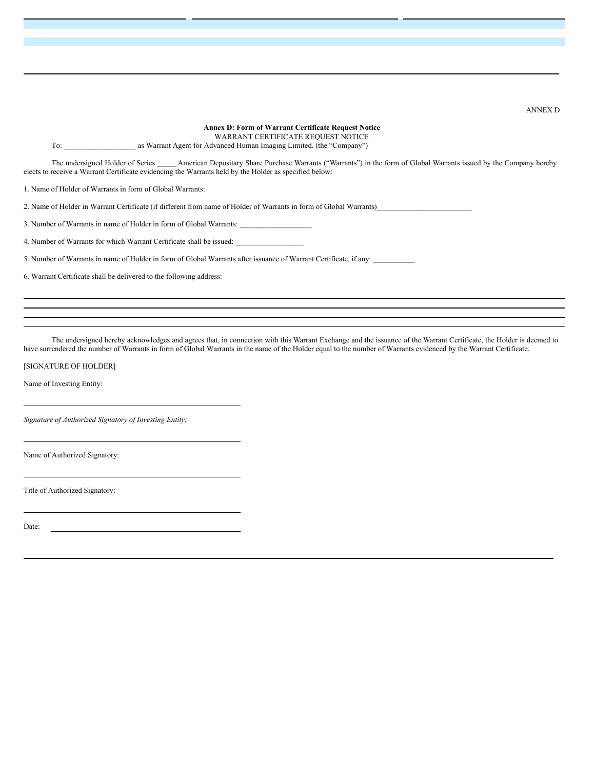ANNEX D

**Annex D: Form of Warrant Certificate Request Notice**

WARRANT CERTIFICATE REQUEST NOTICE

To: ___________________ as Warrant Agent for Advanced Human Imaging Limited. (the "Company")

The undersigned Holder of Series _____ American Depositary Share Purchase Warrants ("Warrants") in the form of Global Warrants issued by the Company hereby elects to receive a Warrant Certificate evidencing the Warrants held by the Holder as specified below:

1. Name of Holder of Warrants in form of Global Warrants:

2. Name of Holder in Warrant Certificate (if different from name of Holder of Warrants in form of Global Warrants)_________________________

3. Number of Warrants in name of Holder in form of Global Warrants: ___________________

4. Number of Warrants for which Warrant Certificate shall be issued: __________________

5. Number of Warrants in name of Holder in form of Global Warrants after issuance of Warrant Certificate, if any: ___________

6. Warrant Certificate shall be delivered to the following address:

______________________________________________________________________

______________________________________________________________________

______________________________________________________________________

______________________________________________________________________

The undersigned hereby acknowledges and agrees that, in connection with this Warrant Exchange and the issuance of the Warrant Certificate, the Holder is deemed to have surrendered the number of Warrants in form of Global Warrants in the name of the Holder equal to the number of Warrants evidenced by the Warrant Certificate.

[SIGNATURE OF HOLDER]

Name of Investing Entity:

______________________________________

*Signature of Authorized Signatory of Investing Entity:*

______________________________________

Name of Authorized Signatory:

______________________________________

Title of Authorized Signatory:

______________________________________

Date: ________________________________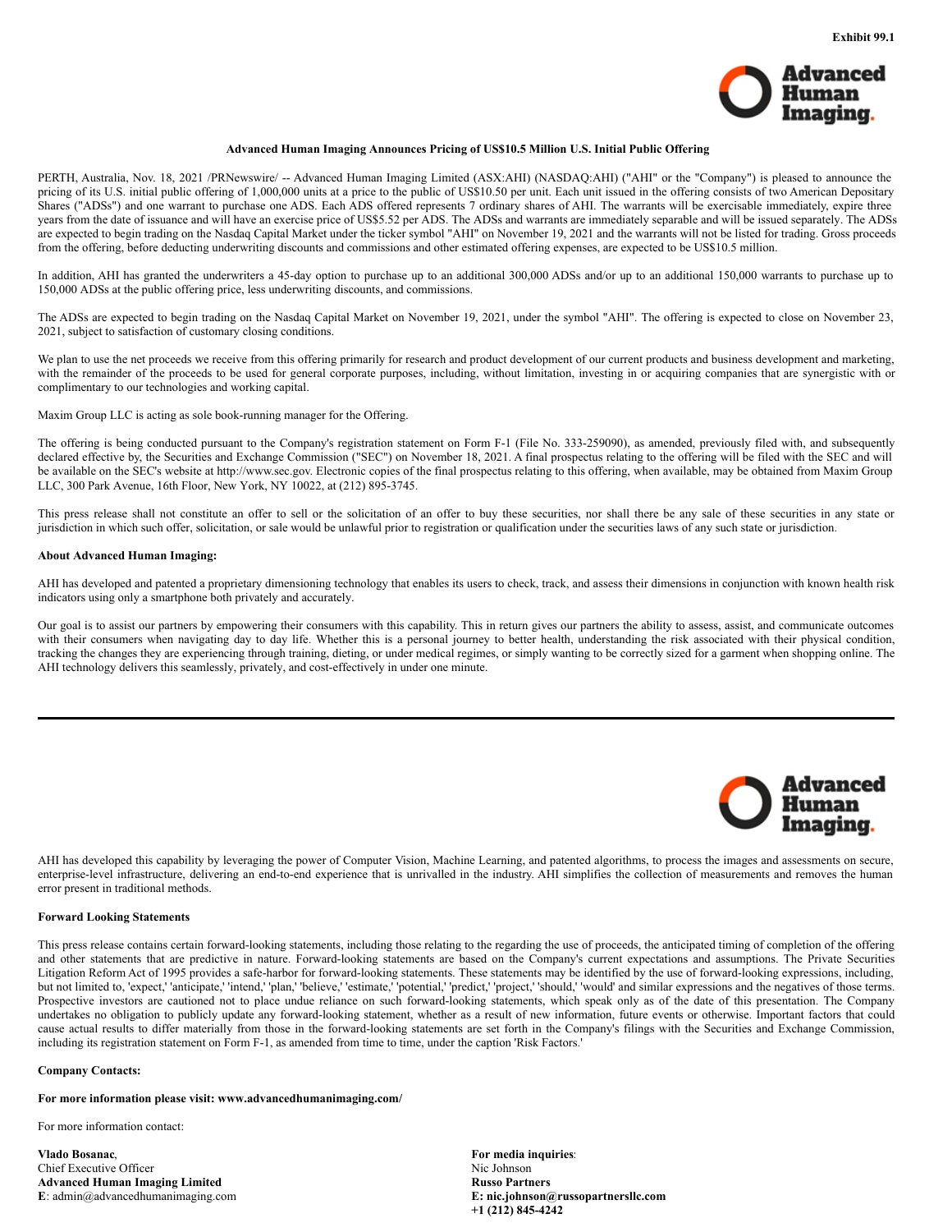Exhibit 99.1

**Advanced Human Imaging Announces Pricing of US$10.5 Million U.S. Initial Public Offering**

PERTH, Australia, Nov. 18, 2021 /PRNewswire/ -- Advanced Human Imaging Limited (ASX:AHI) (NASDAQ:AHI) ("AHI" or the "Company") is pleased to announce the pricing of its U.S. initial public offering of 1,000,000 units at a price to the public of US$10.50 per unit. Each unit issued in the offering consists of two American Depositary Shares ("ADSs") and one warrant to purchase one ADS. Each ADS offered represents 7 ordinary shares of AHI. The warrants will be exercisable immediately, expire three years from the date of issuance and will have an exercise price of US$5.52 per ADS. The ADSs and warrants are immediately separable and will be issued separately. The ADSs are expected to begin trading on the Nasdaq Capital Market under the ticker symbol "AHI" on November 19, 2021 and the warrants will not be listed for trading. Gross proceeds from the offering, before deducting underwriting discounts and commissions and other estimated offering expenses, are expected to be US$10.5 million.

In addition, AHI has granted the underwriters a 45-day option to purchase up to an additional 300,000 ADSs and/or up to an additional 150,000 warrants to purchase up to 150,000 ADSs at the public offering price, less underwriting discounts, and commissions.

The ADSs are expected to begin trading on the Nasdaq Capital Market on November 19, 2021, under the symbol "AHI". The offering is expected to close on November 23, 2021, subject to satisfaction of customary closing conditions.

We plan to use the net proceeds we receive from this offering primarily for research and product development of our current products and business development and marketing, with the remainder of the proceeds to be used for general corporate purposes, including, without limitation, investing in or acquiring companies that are synergistic with or complimentary to our technologies and working capital.

Maxim Group LLC is acting as sole book-running manager for the Offering.

The offering is being conducted pursuant to the Company's registration statement on Form F-1 (File No. 333-259090), as amended, previously filed with, and subsequently declared effective by, the Securities and Exchange Commission ("SEC") on November 18, 2021. A final prospectus relating to the offering will be filed with the SEC and will be available on the SEC's website at http://www.sec.gov. Electronic copies of the final prospectus relating to this offering, when available, may be obtained from Maxim Group LLC, 300 Park Avenue, 16th Floor, New York, NY 10022, at (212) 895-3745.

This press release shall not constitute an offer to sell or the solicitation of an offer to buy these securities, nor shall there be any sale of these securities in any state or jurisdiction in which such offer, solicitation, or sale would be unlawful prior to registration or qualification under the securities laws of any such state or jurisdiction.

**About Advanced Human Imaging:**

AHI has developed and patented a proprietary dimensioning technology that enables its users to check, track, and assess their dimensions in conjunction with known health risk indicators using only a smartphone both privately and accurately.

Our goal is to assist our partners by empowering their consumers with this capability. This in return gives our partners the ability to assess, assist, and communicate outcomes with their consumers when navigating day to day life. Whether this is a personal journey to better health, understanding the risk associated with their physical condition, tracking the changes they are experiencing through training, dieting, or under medical regimes, or simply wanting to be correctly sized for a garment when shopping online. The AHI technology delivers this seamlessly, privately, and cost-effectively in under one minute.

---

AHI has developed this capability by leveraging the power of Computer Vision, Machine Learning, and patented algorithms, to process the images and assessments on secure, enterprise-level infrastructure, delivering an end-to-end experience that is unrivalled in the industry. AHI simplifies the collection of measurements and removes the human error present in traditional methods.

**Forward Looking Statements**

This press release contains certain forward-looking statements, including those relating to the regarding the use of proceeds, the anticipated timing of completion of the offering and other statements that are predictive in nature. Forward-looking statements are based on the Company's current expectations and assumptions. The Private Securities Litigation Reform Act of 1995 provides a safe-harbor for forward-looking statements. These statements may be identified by the use of forward-looking expressions, including, but not limited to, 'expect,' 'anticipate,' 'intend,' 'plan,' 'believe,' 'estimate,' 'potential,' 'predict,' 'project,' 'should,' 'would' and similar expressions and the negatives of those terms. Prospective investors are cautioned not to place undue reliance on such forward-looking statements, which speak only as of the date of this presentation. The Company undertakes no obligation to publicly update any forward-looking statement, whether as a result of new information, future events or otherwise. Important factors that could cause actual results to differ materially from those in the forward-looking statements are set forth in the Company's filings with the Securities and Exchange Commission, including its registration statement on Form F-1, as amended from time to time, under the caption 'Risk Factors.'

**Company Contacts:**

**For more information please visit: www.advancedhumanimaging.com/**

For more information contact:

**Vlado Bosanac**,
Chief Executive Officer
**Advanced Human Imaging Limited**
**E**: admin@advancedhumanimaging.com

**For media inquiries**:
Nic Johnson
**Russo Partners**
**E: nic.johnson@russopartnersllc.com**
**+1 (212) 845-4242**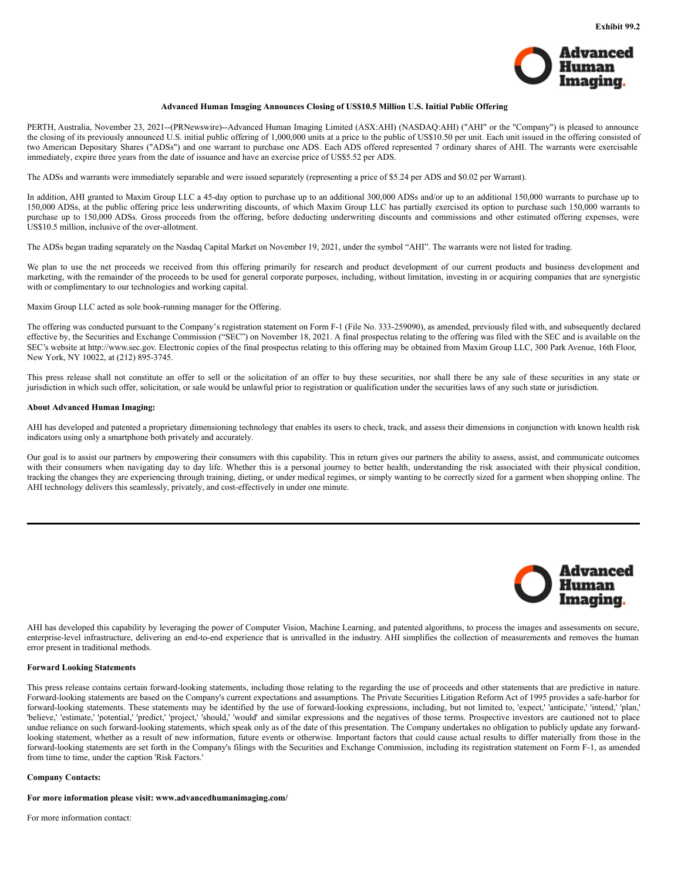Exhibit 99.2

**Advanced Human Imaging Announces Closing of US$10.5 Million U.S. Initial Public Offering**

PERTH, Australia, November 23, 2021--(PRNewswire)--Advanced Human Imaging Limited (ASX:AHI) (NASDAQ:AHI) ("AHI" or the "Company") is pleased to announce the closing of its previously announced U.S. initial public offering of 1,000,000 units at a price to the public of US$10.50 per unit. Each unit issued in the offering consisted of two American Depositary Shares ("ADSs") and one warrant to purchase one ADS. Each ADS offered represented 7 ordinary shares of AHI. The warrants were exercisable immediately, expire three years from the date of issuance and have an exercise price of US$5.52 per ADS.

The ADSs and warrants were immediately separable and were issued separately (representing a price of $5.24 per ADS and $0.02 per Warrant).

In addition, AHI granted to Maxim Group LLC a 45-day option to purchase up to an additional 300,000 ADSs and/or up to an additional 150,000 warrants to purchase up to 150,000 ADSs, at the public offering price less underwriting discounts, of which Maxim Group LLC has partially exercised its option to purchase such 150,000 warrants to purchase up to 150,000 ADSs. Gross proceeds from the offering, before deducting underwriting discounts and commissions and other estimated offering expenses, were US$10.5 million, inclusive of the over-allotment.

The ADSs began trading separately on the Nasdaq Capital Market on November 19, 2021, under the symbol "AHI". The warrants were not listed for trading.

We plan to use the net proceeds we received from this offering primarily for research and product development of our current products and business development and marketing, with the remainder of the proceeds to be used for general corporate purposes, including, without limitation, investing in or acquiring companies that are synergistic with or complimentary to our technologies and working capital.

Maxim Group LLC acted as sole book-running manager for the Offering.

The offering was conducted pursuant to the Company's registration statement on Form F-1 (File No. 333-259090), as amended, previously filed with, and subsequently declared effective by, the Securities and Exchange Commission ("SEC") on November 18, 2021. A final prospectus relating to the offering was filed with the SEC and is available on the SEC's website at http://www.sec.gov. Electronic copies of the final prospectus relating to this offering may be obtained from Maxim Group LLC, 300 Park Avenue, 16th Floor, New York, NY 10022, at (212) 895-3745.

This press release shall not constitute an offer to sell or the solicitation of an offer to buy these securities, nor shall there be any sale of these securities in any state or jurisdiction in which such offer, solicitation, or sale would be unlawful prior to registration or qualification under the securities laws of any such state or jurisdiction.

**About Advanced Human Imaging:**

AHI has developed and patented a proprietary dimensioning technology that enables its users to check, track, and assess their dimensions in conjunction with known health risk indicators using only a smartphone both privately and accurately.

Our goal is to assist our partners by empowering their consumers with this capability. This in return gives our partners the ability to assess, assist, and communicate outcomes with their consumers when navigating day to day life. Whether this is a personal journey to better health, understanding the risk associated with their physical condition, tracking the changes they are experiencing through training, dieting, or under medical regimes, or simply wanting to be correctly sized for a garment when shopping online. The AHI technology delivers this seamlessly, privately, and cost-effectively in under one minute.

---

AHI has developed this capability by leveraging the power of Computer Vision, Machine Learning, and patented algorithms, to process the images and assessments on secure, enterprise-level infrastructure, delivering an end-to-end experience that is unrivalled in the industry. AHI simplifies the collection of measurements and removes the human error present in traditional methods.

**Forward Looking Statements**

This press release contains certain forward-looking statements, including those relating to the regarding the use of proceeds and other statements that are predictive in nature. Forward-looking statements are based on the Company's current expectations and assumptions. The Private Securities Litigation Reform Act of 1995 provides a safe-harbor for forward-looking statements. These statements may be identified by the use of forward-looking expressions, including, but not limited to, 'expect,' 'anticipate,' 'intend,' 'plan,' 'believe,' 'estimate,' 'potential,' 'predict,' 'project,' 'should,' 'would' and similar expressions and the negatives of those terms. Prospective investors are cautioned not to place undue reliance on such forward-looking statements, which speak only as of the date of this presentation. The Company undertakes no obligation to publicly update any forward-looking statement, whether as a result of new information, future events or otherwise. Important factors that could cause actual results to differ materially from those in the forward-looking statements are set forth in the Company's filings with the Securities and Exchange Commission, including its registration statement on Form F-1, as amended from time to time, under the caption 'Risk Factors.'

**Company Contacts:**

**For more information please visit: www.advancedhumanimaging.com/**

For more information contact: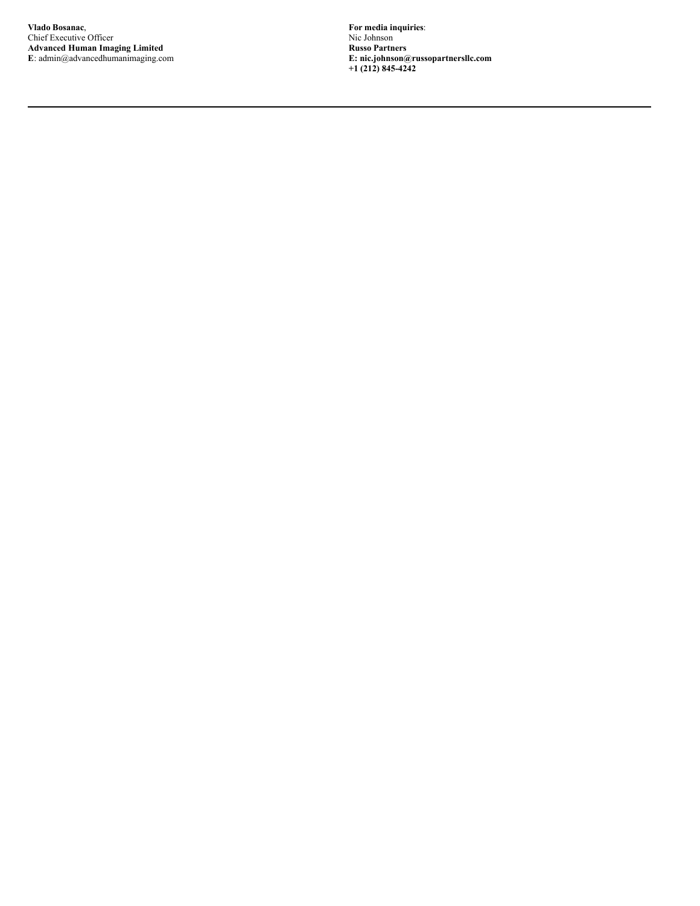**Vlado Bosanac**,
Chief Executive Officer
**Advanced Human Imaging Limited**
**E**: admin@advancedhumanimaging.com

**For media inquiries**:
Nic Johnson
**Russo Partners**
**E: nic.johnson@russopartnersllc.com**
**+1 (212) 845-4242**

---